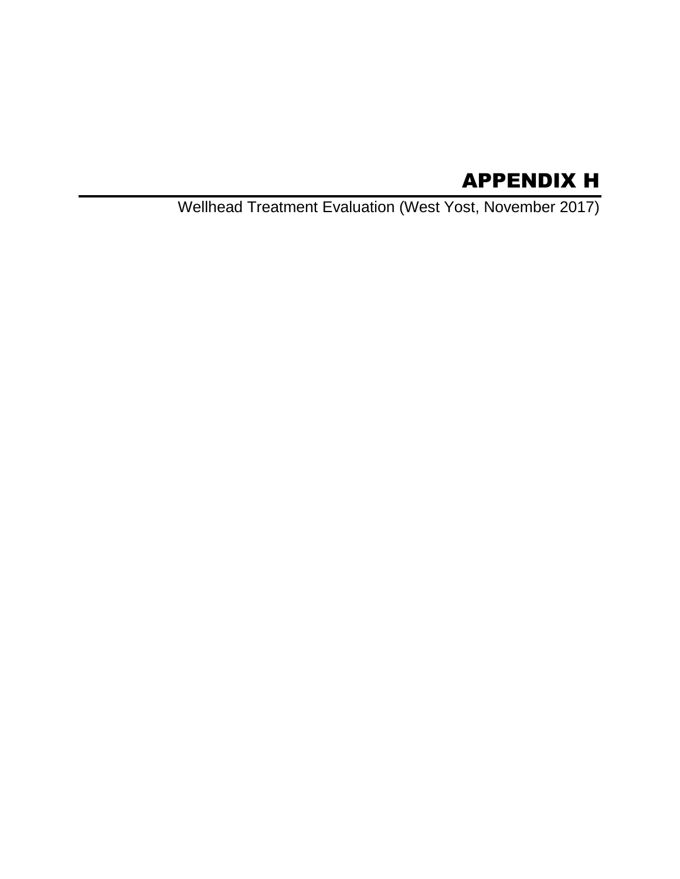# APPENDIX H

Wellhead Treatment Evaluation (West Yost, November 2017)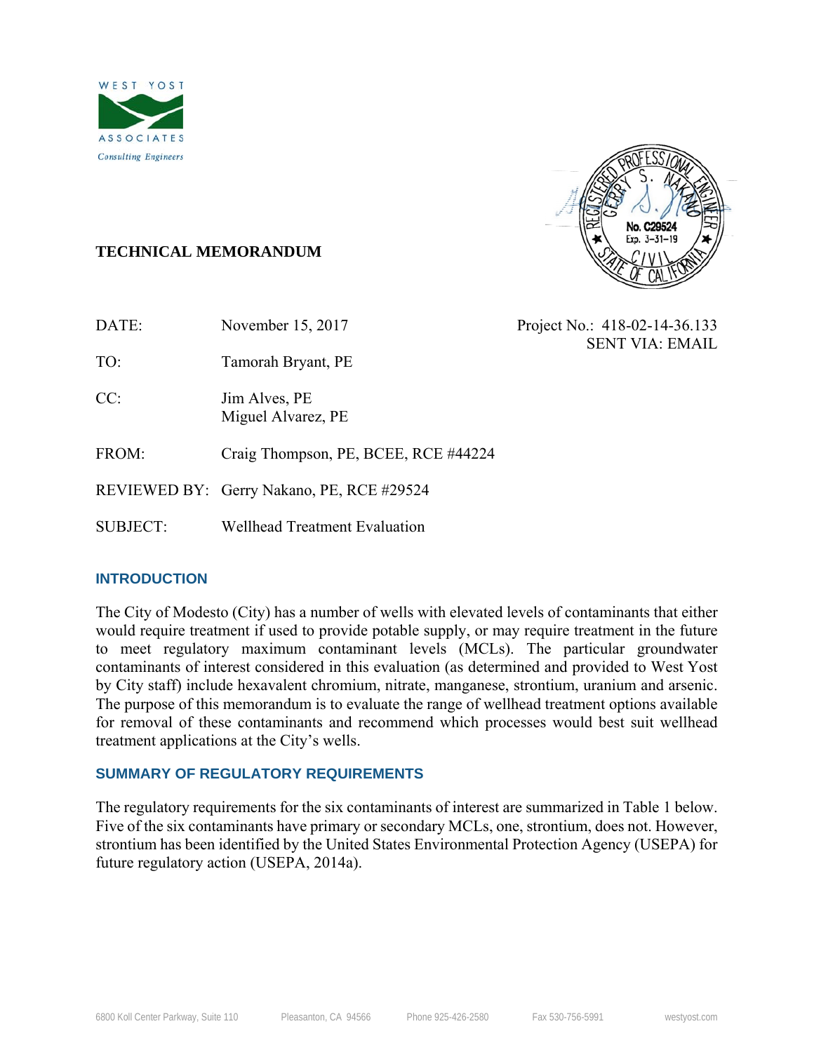# TECHNICAL MEMORANDUM

| | | |
|---|---|---|
| DATE: | November 15, 2017 | Project No.: 418-02-14-36.133 SENT VIA: EMAIL |
| TO: | Tamorah Bryant, PE | |
| CC: | Jim Alves, PE<br>Miguel Alvarez, PE | |
| FROM: | Craig Thompson, PE, BCEE, RCE #44224 | |
| REVIEWED BY: | Gerry Nakano, PE, RCE #29524 | |
| SUBJECT: | Wellhead Treatment Evaluation | |

## INTRODUCTION

The City of Modesto (City) has a number of wells with elevated levels of contaminants that either would require treatment if used to provide potable supply, or may require treatment in the future to meet regulatory maximum contaminant levels (MCLs). The particular groundwater contaminants of interest considered in this evaluation (as determined and provided to West Yost by City staff) include hexavalent chromium, nitrate, manganese, strontium, uranium and arsenic. The purpose of this memorandum is to evaluate the range of wellhead treatment options available for removal of these contaminants and recommend which processes would best suit wellhead treatment applications at the City's wells.

## SUMMARY OF REGULATORY REQUIREMENTS

The regulatory requirements for the six contaminants of interest are summarized in Table 1 below. Five of the six contaminants have primary or secondary MCLs, one, strontium, does not. However, strontium has been identified by the United States Environmental Protection Agency (USEPA) for future regulatory action (USEPA, 2014a).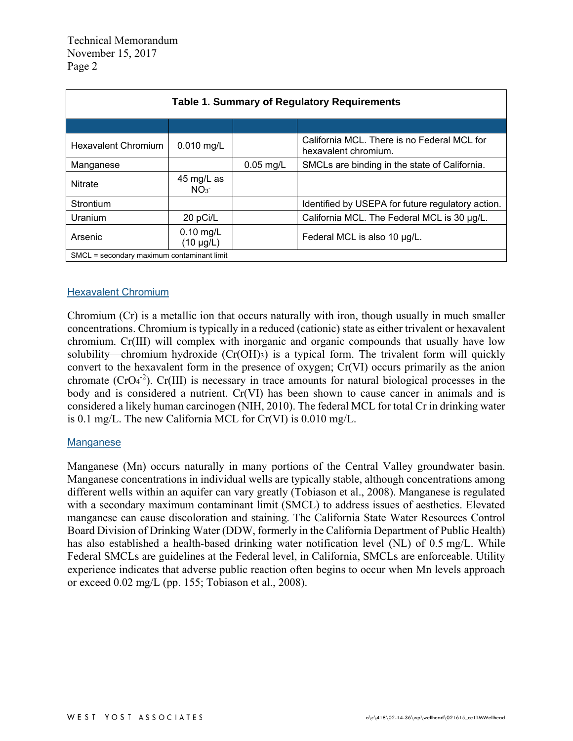**Table 1. Summary of Regulatory Requirements**

| | | | |
|---|---|---|---|
| Hexavalent Chromium | 0.010 mg/L | | California MCL. There is no Federal MCL for hexavalent chromium. |
| Manganese | | 0.05 mg/L | SMCLs are binding in the state of California. |
| Nitrate | 45 mg/L as $NO_3^-$ | | |
| Strontium | | | Identified by USEPA for future regulatory action. |
| Uranium | 20 pCi/L | | California MCL. The Federal MCL is 30 µg/L. |
| Arsenic | 0.10 mg/L (10 µg/L) | | Federal MCL is also 10 µg/L. |

SMCL = secondary maximum contaminant limit

## Hexavalent Chromium

Chromium (Cr) is a metallic ion that occurs naturally with iron, though usually in much smaller concentrations. Chromium is typically in a reduced (cationic) state as either trivalent or hexavalent chromium. Cr(III) will complex with inorganic and organic compounds that usually have low solubility—chromium hydroxide ($Cr(OH)_3$) is a typical form. The trivalent form will quickly convert to the hexavalent form in the presence of oxygen; Cr(VI) occurs primarily as the anion chromate ($CrO_4^{-2}$). Cr(III) is necessary in trace amounts for natural biological processes in the body and is considered a nutrient. Cr(VI) has been shown to cause cancer in animals and is considered a likely human carcinogen (NIH, 2010). The federal MCL for total Cr in drinking water is 0.1 mg/L. The new California MCL for Cr(VI) is 0.010 mg/L.

## Manganese

Manganese (Mn) occurs naturally in many portions of the Central Valley groundwater basin. Manganese concentrations in individual wells are typically stable, although concentrations among different wells within an aquifer can vary greatly (Tobiason et al., 2008). Manganese is regulated with a secondary maximum contaminant limit (SMCL) to address issues of aesthetics. Elevated manganese can cause discoloration and staining. The California State Water Resources Control Board Division of Drinking Water (DDW, formerly in the California Department of Public Health) has also established a health-based drinking water notification level (NL) of 0.5 mg/L. While Federal SMCLs are guidelines at the Federal level, in California, SMCLs are enforceable. Utility experience indicates that adverse public reaction often begins to occur when Mn levels approach or exceed 0.02 mg/L (pp. 155; Tobiason et al., 2008).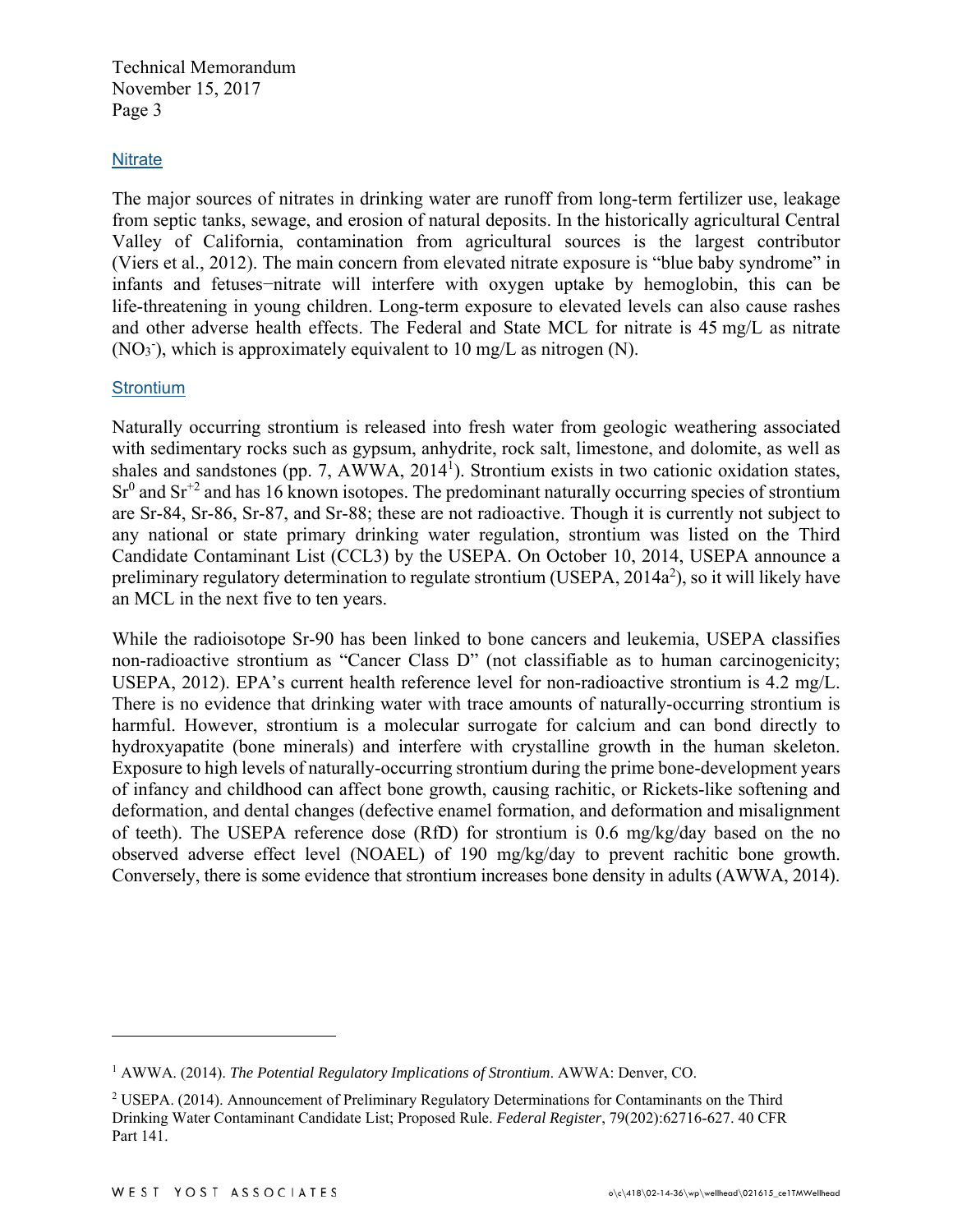## Nitrate

The major sources of nitrates in drinking water are runoff from long-term fertilizer use, leakage from septic tanks, sewage, and erosion of natural deposits. In the historically agricultural Central Valley of California, contamination from agricultural sources is the largest contributor (Viers et al., 2012). The main concern from elevated nitrate exposure is "blue baby syndrome" in infants and fetuses−nitrate will interfere with oxygen uptake by hemoglobin, this can be life-threatening in young children. Long-term exposure to elevated levels can also cause rashes and other adverse health effects. The Federal and State MCL for nitrate is 45 mg/L as nitrate ($NO_3^-$), which is approximately equivalent to 10 mg/L as nitrogen (N).

## Strontium

Naturally occurring strontium is released into fresh water from geologic weathering associated with sedimentary rocks such as gypsum, anhydrite, rock salt, limestone, and dolomite, as well as shales and sandstones (pp. 7, AWWA, 2014[1]). Strontium exists in two cationic oxidation states, $Sr^0$ and $Sr^{+2}$ and has 16 known isotopes. The predominant naturally occurring species of strontium are Sr-84, Sr-86, Sr-87, and Sr-88; these are not radioactive. Though it is currently not subject to any national or state primary drinking water regulation, strontium was listed on the Third Candidate Contaminant List (CCL3) by the USEPA. On October 10, 2014, USEPA announce a preliminary regulatory determination to regulate strontium (USEPA, 2014a[2]), so it will likely have an MCL in the next five to ten years.

While the radioisotope Sr-90 has been linked to bone cancers and leukemia, USEPA classifies non-radioactive strontium as "Cancer Class D" (not classifiable as to human carcinogenicity; USEPA, 2012). EPA's current health reference level for non-radioactive strontium is 4.2 mg/L. There is no evidence that drinking water with trace amounts of naturally-occurring strontium is harmful. However, strontium is a molecular surrogate for calcium and can bond directly to hydroxyapatite (bone minerals) and interfere with crystalline growth in the human skeleton. Exposure to high levels of naturally-occurring strontium during the prime bone-development years of infancy and childhood can affect bone growth, causing rachitic, or Rickets-like softening and deformation, and dental changes (defective enamel formation, and deformation and misalignment of teeth). The USEPA reference dose (RfD) for strontium is 0.6 mg/kg/day based on the no observed adverse effect level (NOAEL) of 190 mg/kg/day to prevent rachitic bone growth. Conversely, there is some evidence that strontium increases bone density in adults (AWWA, 2014).

---

[1] AWWA. (2014). *The Potential Regulatory Implications of Strontium*. AWWA: Denver, CO.

[2] USEPA. (2014). Announcement of Preliminary Regulatory Determinations for Contaminants on the Third Drinking Water Contaminant Candidate List; Proposed Rule. *Federal Register*, 79(202):62716-627. 40 CFR Part 141.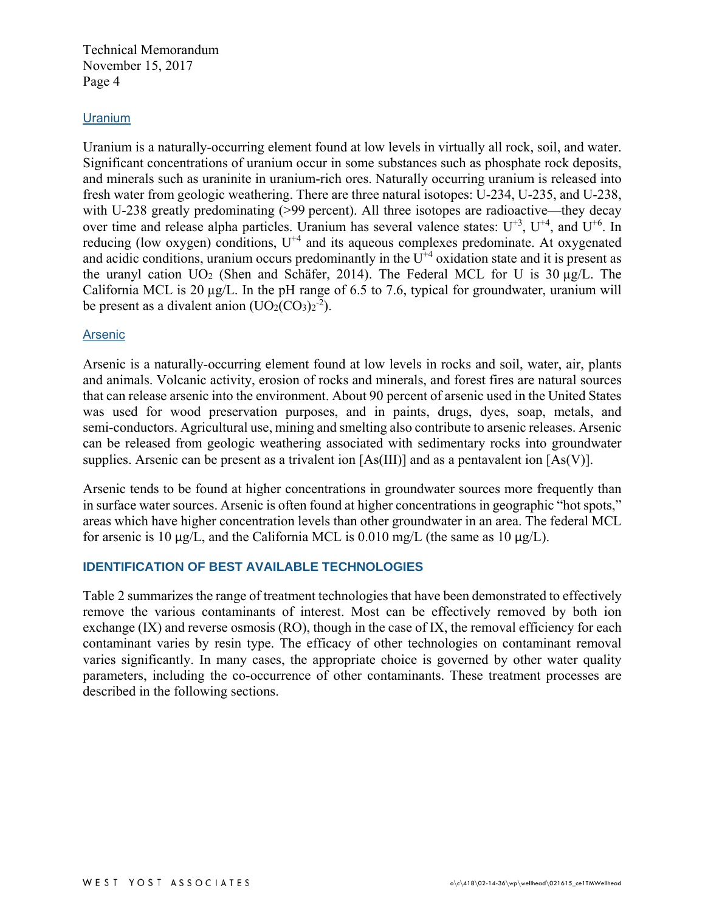## Uranium

Uranium is a naturally-occurring element found at low levels in virtually all rock, soil, and water. Significant concentrations of uranium occur in some substances such as phosphate rock deposits, and minerals such as uraninite in uranium-rich ores. Naturally occurring uranium is released into fresh water from geologic weathering. There are three natural isotopes: U-234, U-235, and U-238, with U-238 greatly predominating (>99 percent). All three isotopes are radioactive—they decay over time and release alpha particles. Uranium has several valence states: $U^{+3}$, $U^{+4}$, and $U^{+6}$. In reducing (low oxygen) conditions, $U^{+4}$ and its aqueous complexes predominate. At oxygenated and acidic conditions, uranium occurs predominantly in the $U^{+4}$ oxidation state and it is present as the uranyl cation $UO_2$ (Shen and Schäfer, 2014). The Federal MCL for U is 30 µg/L. The California MCL is 20 µg/L. In the pH range of 6.5 to 7.6, typical for groundwater, uranium will be present as a divalent anion ($UO_2(CO_3)_2^{-2}$).

## Arsenic

Arsenic is a naturally-occurring element found at low levels in rocks and soil, water, air, plants and animals. Volcanic activity, erosion of rocks and minerals, and forest fires are natural sources that can release arsenic into the environment. About 90 percent of arsenic used in the United States was used for wood preservation purposes, and in paints, drugs, dyes, soap, metals, and semi-conductors. Agricultural use, mining and smelting also contribute to arsenic releases. Arsenic can be released from geologic weathering associated with sedimentary rocks into groundwater supplies. Arsenic can be present as a trivalent ion [As(III)] and as a pentavalent ion [As(V)].

Arsenic tends to be found at higher concentrations in groundwater sources more frequently than in surface water sources. Arsenic is often found at higher concentrations in geographic "hot spots," areas which have higher concentration levels than other groundwater in an area. The federal MCL for arsenic is 10 µg/L, and the California MCL is 0.010 mg/L (the same as 10 µg/L).

## IDENTIFICATION OF BEST AVAILABLE TECHNOLOGIES

Table 2 summarizes the range of treatment technologies that have been demonstrated to effectively remove the various contaminants of interest. Most can be effectively removed by both ion exchange (IX) and reverse osmosis (RO), though in the case of IX, the removal efficiency for each contaminant varies by resin type. The efficacy of other technologies on contaminant removal varies significantly. In many cases, the appropriate choice is governed by other water quality parameters, including the co-occurrence of other contaminants. These treatment processes are described in the following sections.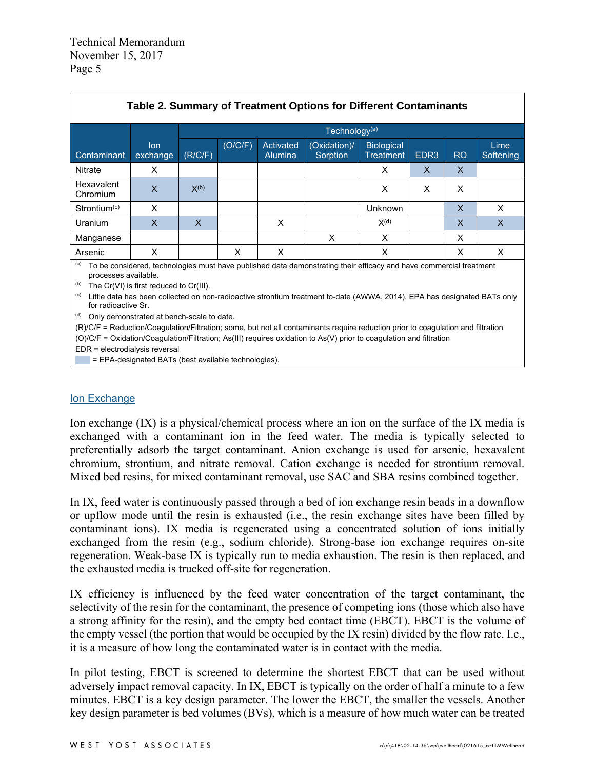**Table 2. Summary of Treatment Options for Different Contaminants**

| Contaminant | Ion exchange | Technology[a] | | | | | | | |
|---|---|---|---|---|---|---|---|---|---|
| | | (R/C/F) | (O/C/F) | Activated Alumina | (Oxidation)/ Sorption | Biological Treatment | EDR3 | RO | Lime Softening |
| Nitrate | X | | | | | X | X | X | |
| Hexavalent Chromium | X | X[b] | | | | X | X | X | |
| Strontium[c] | X | | | | | Unknown | | X | X |
| Uranium | X | X | | X | | X[d] | | X | X |
| Manganese | | | | | X | X | | X | |
| Arsenic | X | | X | X | | X | | X | X |

[a] To be considered, technologies must have published data demonstrating their efficacy and have commercial treatment processes available.

[b] The Cr(VI) is first reduced to Cr(III).

[c] Little data has been collected on non-radioactive strontium treatment to-date (AWWA, 2014). EPA has designated BATs only for radioactive Sr.

[d] Only demonstrated at bench-scale to date.

(R)/C/F = Reduction/Coagulation/Filtration; some, but not all contaminants require reduction prior to coagulation and filtration

(O)/C/F = Oxidation/Coagulation/Filtration; As(III) requires oxidation to As(V) prior to coagulation and filtration

EDR = electrodialysis reversal

(shaded) = EPA-designated BATs (best available technologies).

## Ion Exchange

Ion exchange (IX) is a physical/chemical process where an ion on the surface of the IX media is exchanged with a contaminant ion in the feed water. The media is typically selected to preferentially adsorb the target contaminant. Anion exchange is used for arsenic, hexavalent chromium, strontium, and nitrate removal. Cation exchange is needed for strontium removal. Mixed bed resins, for mixed contaminant removal, use SAC and SBA resins combined together.

In IX, feed water is continuously passed through a bed of ion exchange resin beads in a downflow or upflow mode until the resin is exhausted (i.e., the resin exchange sites have been filled by contaminant ions). IX media is regenerated using a concentrated solution of ions initially exchanged from the resin (e.g., sodium chloride). Strong-base ion exchange requires on-site regeneration. Weak-base IX is typically run to media exhaustion. The resin is then replaced, and the exhausted media is trucked off-site for regeneration.

IX efficiency is influenced by the feed water concentration of the target contaminant, the selectivity of the resin for the contaminant, the presence of competing ions (those which also have a strong affinity for the resin), and the empty bed contact time (EBCT). EBCT is the volume of the empty vessel (the portion that would be occupied by the IX resin) divided by the flow rate. I.e., it is a measure of how long the contaminated water is in contact with the media.

In pilot testing, EBCT is screened to determine the shortest EBCT that can be used without adversely impact removal capacity. In IX, EBCT is typically on the order of half a minute to a few minutes. EBCT is a key design parameter. The lower the EBCT, the smaller the vessels. Another key design parameter is bed volumes (BVs), which is a measure of how much water can be treated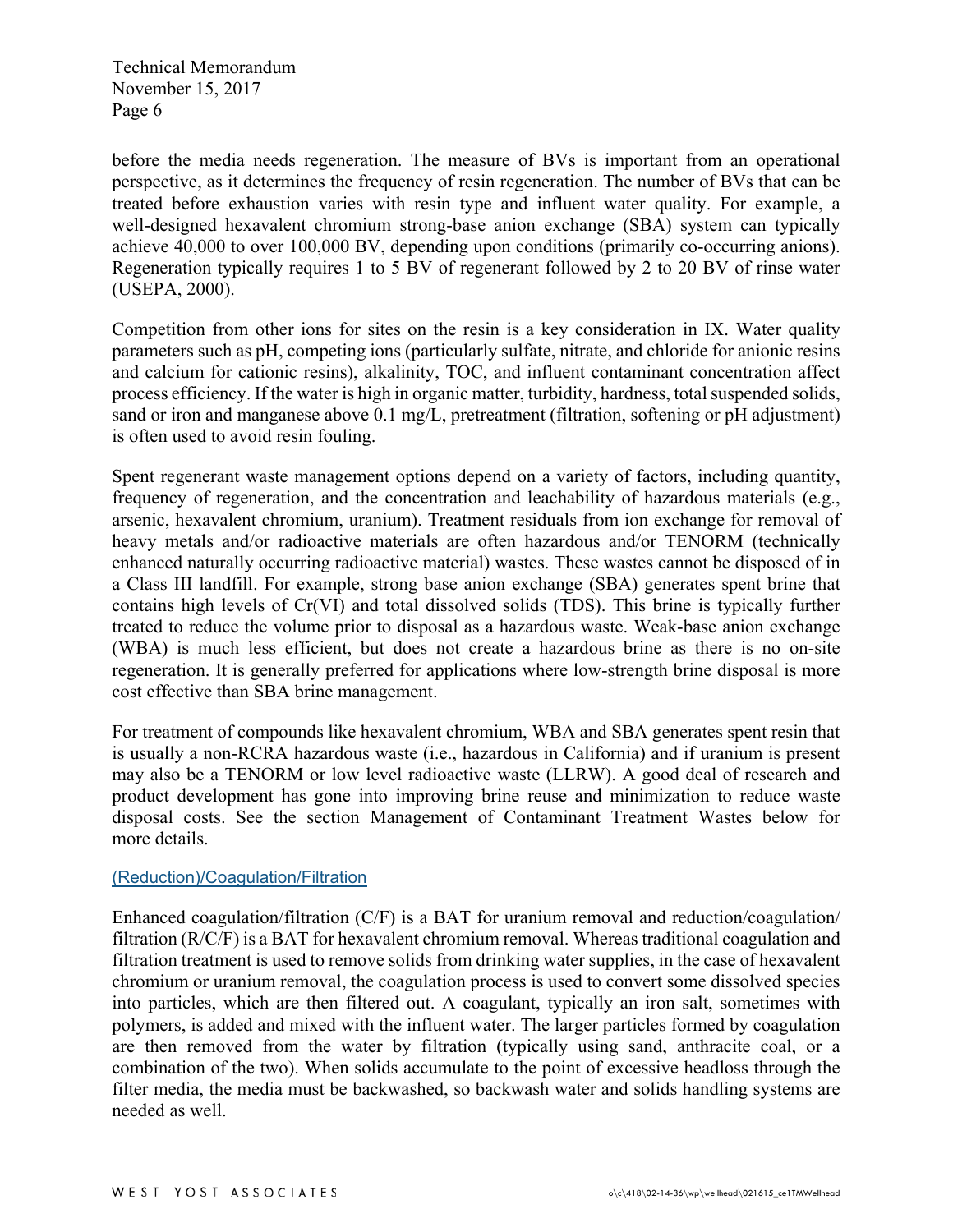before the media needs regeneration. The measure of BVs is important from an operational perspective, as it determines the frequency of resin regeneration. The number of BVs that can be treated before exhaustion varies with resin type and influent water quality. For example, a well-designed hexavalent chromium strong-base anion exchange (SBA) system can typically achieve 40,000 to over 100,000 BV, depending upon conditions (primarily co-occurring anions). Regeneration typically requires 1 to 5 BV of regenerant followed by 2 to 20 BV of rinse water (USEPA, 2000).

Competition from other ions for sites on the resin is a key consideration in IX. Water quality parameters such as pH, competing ions (particularly sulfate, nitrate, and chloride for anionic resins and calcium for cationic resins), alkalinity, TOC, and influent contaminant concentration affect process efficiency. If the water is high in organic matter, turbidity, hardness, total suspended solids, sand or iron and manganese above 0.1 mg/L, pretreatment (filtration, softening or pH adjustment) is often used to avoid resin fouling.

Spent regenerant waste management options depend on a variety of factors, including quantity, frequency of regeneration, and the concentration and leachability of hazardous materials (e.g., arsenic, hexavalent chromium, uranium). Treatment residuals from ion exchange for removal of heavy metals and/or radioactive materials are often hazardous and/or TENORM (technically enhanced naturally occurring radioactive material) wastes. These wastes cannot be disposed of in a Class III landfill. For example, strong base anion exchange (SBA) generates spent brine that contains high levels of Cr(VI) and total dissolved solids (TDS). This brine is typically further treated to reduce the volume prior to disposal as a hazardous waste. Weak-base anion exchange (WBA) is much less efficient, but does not create a hazardous brine as there is no on-site regeneration. It is generally preferred for applications where low-strength brine disposal is more cost effective than SBA brine management.

For treatment of compounds like hexavalent chromium, WBA and SBA generates spent resin that is usually a non-RCRA hazardous waste (i.e., hazardous in California) and if uranium is present may also be a TENORM or low level radioactive waste (LLRW). A good deal of research and product development has gone into improving brine reuse and minimization to reduce waste disposal costs. See the section Management of Contaminant Treatment Wastes below for more details.

### (Reduction)/Coagulation/Filtration

Enhanced coagulation/filtration (C/F) is a BAT for uranium removal and reduction/coagulation/filtration (R/C/F) is a BAT for hexavalent chromium removal. Whereas traditional coagulation and filtration treatment is used to remove solids from drinking water supplies, in the case of hexavalent chromium or uranium removal, the coagulation process is used to convert some dissolved species into particles, which are then filtered out. A coagulant, typically an iron salt, sometimes with polymers, is added and mixed with the influent water. The larger particles formed by coagulation are then removed from the water by filtration (typically using sand, anthracite coal, or a combination of the two). When solids accumulate to the point of excessive headloss through the filter media, the media must be backwashed, so backwash water and solids handling systems are needed as well.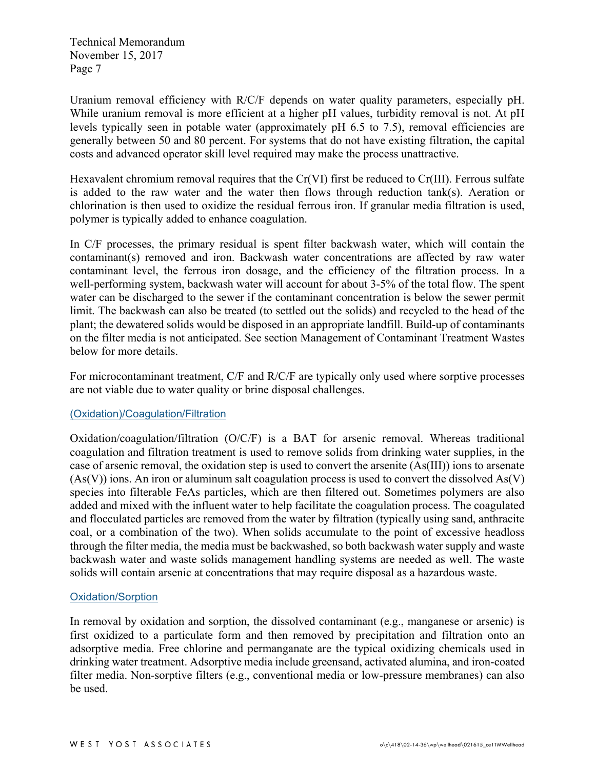Uranium removal efficiency with R/C/F depends on water quality parameters, especially pH. While uranium removal is more efficient at a higher pH values, turbidity removal is not. At pH levels typically seen in potable water (approximately pH 6.5 to 7.5), removal efficiencies are generally between 50 and 80 percent. For systems that do not have existing filtration, the capital costs and advanced operator skill level required may make the process unattractive.

Hexavalent chromium removal requires that the Cr(VI) first be reduced to Cr(III). Ferrous sulfate is added to the raw water and the water then flows through reduction tank(s). Aeration or chlorination is then used to oxidize the residual ferrous iron. If granular media filtration is used, polymer is typically added to enhance coagulation.

In C/F processes, the primary residual is spent filter backwash water, which will contain the contaminant(s) removed and iron. Backwash water concentrations are affected by raw water contaminant level, the ferrous iron dosage, and the efficiency of the filtration process. In a well-performing system, backwash water will account for about 3-5% of the total flow. The spent water can be discharged to the sewer if the contaminant concentration is below the sewer permit limit. The backwash can also be treated (to settled out the solids) and recycled to the head of the plant; the dewatered solids would be disposed in an appropriate landfill. Build-up of contaminants on the filter media is not anticipated. See section Management of Contaminant Treatment Wastes below for more details.

For microcontaminant treatment, C/F and R/C/F are typically only used where sorptive processes are not viable due to water quality or brine disposal challenges.

### (Oxidation)/Coagulation/Filtration

Oxidation/coagulation/filtration (O/C/F) is a BAT for arsenic removal. Whereas traditional coagulation and filtration treatment is used to remove solids from drinking water supplies, in the case of arsenic removal, the oxidation step is used to convert the arsenite (As(III)) ions to arsenate (As(V)) ions. An iron or aluminum salt coagulation process is used to convert the dissolved As(V) species into filterable FeAs particles, which are then filtered out. Sometimes polymers are also added and mixed with the influent water to help facilitate the coagulation process. The coagulated and flocculated particles are removed from the water by filtration (typically using sand, anthracite coal, or a combination of the two). When solids accumulate to the point of excessive headloss through the filter media, the media must be backwashed, so both backwash water supply and waste backwash water and waste solids management handling systems are needed as well. The waste solids will contain arsenic at concentrations that may require disposal as a hazardous waste.

### Oxidation/Sorption

In removal by oxidation and sorption, the dissolved contaminant (e.g., manganese or arsenic) is first oxidized to a particulate form and then removed by precipitation and filtration onto an adsorptive media. Free chlorine and permanganate are the typical oxidizing chemicals used in drinking water treatment. Adsorptive media include greensand, activated alumina, and iron-coated filter media. Non-sorptive filters (e.g., conventional media or low-pressure membranes) can also be used.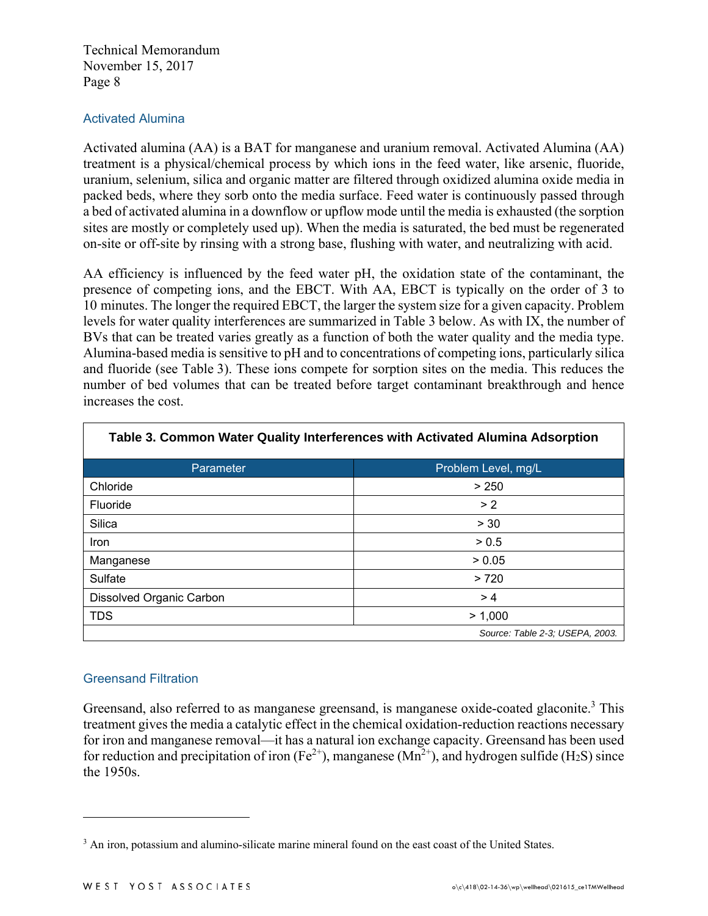### Activated Alumina

Activated alumina (AA) is a BAT for manganese and uranium removal. Activated Alumina (AA) treatment is a physical/chemical process by which ions in the feed water, like arsenic, fluoride, uranium, selenium, silica and organic matter are filtered through oxidized alumina oxide media in packed beds, where they sorb onto the media surface. Feed water is continuously passed through a bed of activated alumina in a downflow or upflow mode until the media is exhausted (the sorption sites are mostly or completely used up). When the media is saturated, the bed must be regenerated on-site or off-site by rinsing with a strong base, flushing with water, and neutralizing with acid.

AA efficiency is influenced by the feed water pH, the oxidation state of the contaminant, the presence of competing ions, and the EBCT. With AA, EBCT is typically on the order of 3 to 10 minutes. The longer the required EBCT, the larger the system size for a given capacity. Problem levels for water quality interferences are summarized in Table 3 below. As with IX, the number of BVs that can be treated varies greatly as a function of both the water quality and the media type. Alumina-based media is sensitive to pH and to concentrations of competing ions, particularly silica and fluoride (see Table 3). These ions compete for sorption sites on the media. This reduces the number of bed volumes that can be treated before target contaminant breakthrough and hence increases the cost.

**Table 3. Common Water Quality Interferences with Activated Alumina Adsorption**

| Parameter | Problem Level, mg/L |
|---|---|
| Chloride | > 250 |
| Fluoride | > 2 |
| Silica | > 30 |
| Iron | > 0.5 |
| Manganese | > 0.05 |
| Sulfate | > 720 |
| Dissolved Organic Carbon | > 4 |
| TDS | > 1,000 |

*Source: Table 2-3; USEPA, 2003.*

### Greensand Filtration

Greensand, also referred to as manganese greensand, is manganese oxide-coated glaconite.[3] This treatment gives the media a catalytic effect in the chemical oxidation-reduction reactions necessary for iron and manganese removal—it has a natural ion exchange capacity. Greensand has been used for reduction and precipitation of iron ($Fe^{2+}$), manganese ($Mn^{2+}$), and hydrogen sulfide ($H_2S$) since the 1950s.

[3] An iron, potassium and alumino-silicate marine mineral found on the east coast of the United States.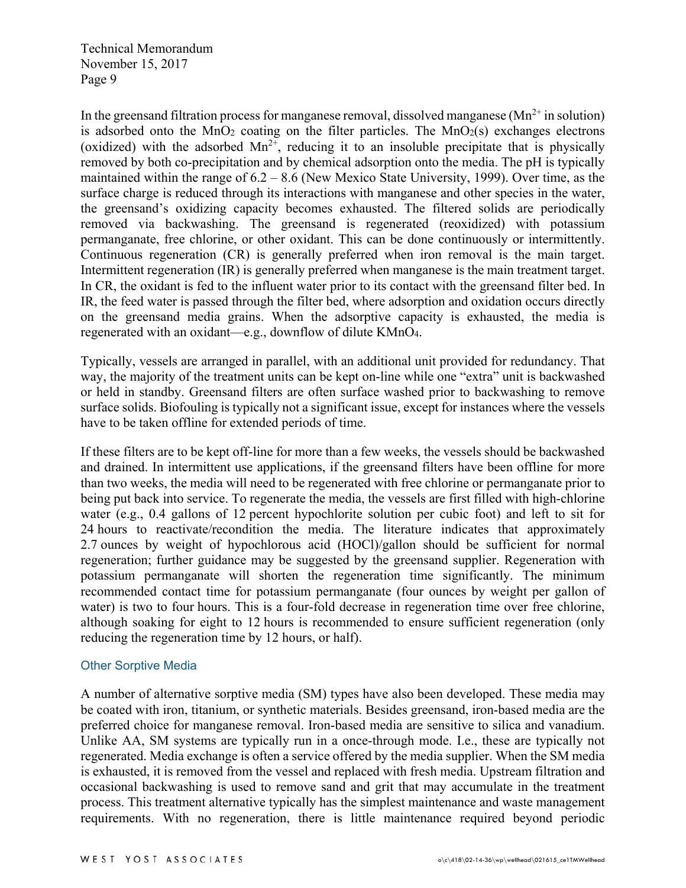In the greensand filtration process for manganese removal, dissolved manganese ($Mn^{2+}$ in solution) is adsorbed onto the $MnO_2$ coating on the filter particles. The $MnO_2(s)$ exchanges electrons (oxidized) with the adsorbed $Mn^{2+}$, reducing it to an insoluble precipitate that is physically removed by both co-precipitation and by chemical adsorption onto the media. The pH is typically maintained within the range of 6.2 – 8.6 (New Mexico State University, 1999). Over time, as the surface charge is reduced through its interactions with manganese and other species in the water, the greensand's oxidizing capacity becomes exhausted. The filtered solids are periodically removed via backwashing. The greensand is regenerated (reoxidized) with potassium permanganate, free chlorine, or other oxidant. This can be done continuously or intermittently. Continuous regeneration (CR) is generally preferred when iron removal is the main target. Intermittent regeneration (IR) is generally preferred when manganese is the main treatment target. In CR, the oxidant is fed to the influent water prior to its contact with the greensand filter bed. In IR, the feed water is passed through the filter bed, where adsorption and oxidation occurs directly on the greensand media grains. When the adsorptive capacity is exhausted, the media is regenerated with an oxidant—e.g., downflow of dilute $KMnO_4$.

Typically, vessels are arranged in parallel, with an additional unit provided for redundancy. That way, the majority of the treatment units can be kept on-line while one "extra" unit is backwashed or held in standby. Greensand filters are often surface washed prior to backwashing to remove surface solids. Biofouling is typically not a significant issue, except for instances where the vessels have to be taken offline for extended periods of time.

If these filters are to be kept off-line for more than a few weeks, the vessels should be backwashed and drained. In intermittent use applications, if the greensand filters have been offline for more than two weeks, the media will need to be regenerated with free chlorine or permanganate prior to being put back into service. To regenerate the media, the vessels are first filled with high-chlorine water (e.g., 0.4 gallons of 12 percent hypochlorite solution per cubic foot) and left to sit for 24 hours to reactivate/recondition the media. The literature indicates that approximately 2.7 ounces by weight of hypochlorous acid (HOCl)/gallon should be sufficient for normal regeneration; further guidance may be suggested by the greensand supplier. Regeneration with potassium permanganate will shorten the regeneration time significantly. The minimum recommended contact time for potassium permanganate (four ounces by weight per gallon of water) is two to four hours. This is a four-fold decrease in regeneration time over free chlorine, although soaking for eight to 12 hours is recommended to ensure sufficient regeneration (only reducing the regeneration time by 12 hours, or half).

### Other Sorptive Media

A number of alternative sorptive media (SM) types have also been developed. These media may be coated with iron, titanium, or synthetic materials. Besides greensand, iron-based media are the preferred choice for manganese removal. Iron-based media are sensitive to silica and vanadium. Unlike AA, SM systems are typically run in a once-through mode. I.e., these are typically not regenerated. Media exchange is often a service offered by the media supplier. When the SM media is exhausted, it is removed from the vessel and replaced with fresh media. Upstream filtration and occasional backwashing is used to remove sand and grit that may accumulate in the treatment process. This treatment alternative typically has the simplest maintenance and waste management requirements. With no regeneration, there is little maintenance required beyond periodic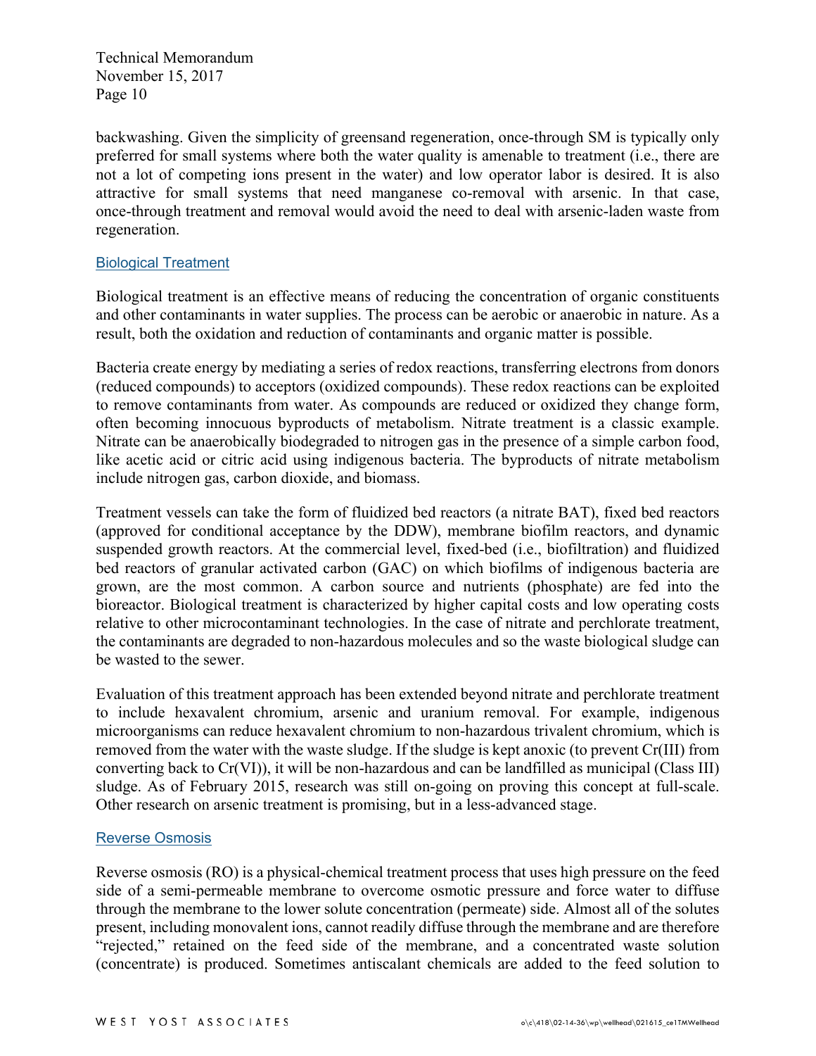backwashing. Given the simplicity of greensand regeneration, once-through SM is typically only preferred for small systems where both the water quality is amenable to treatment (i.e., there are not a lot of competing ions present in the water) and low operator labor is desired. It is also attractive for small systems that need manganese co-removal with arsenic. In that case, once-through treatment and removal would avoid the need to deal with arsenic-laden waste from regeneration.

### Biological Treatment

Biological treatment is an effective means of reducing the concentration of organic constituents and other contaminants in water supplies. The process can be aerobic or anaerobic in nature. As a result, both the oxidation and reduction of contaminants and organic matter is possible.

Bacteria create energy by mediating a series of redox reactions, transferring electrons from donors (reduced compounds) to acceptors (oxidized compounds). These redox reactions can be exploited to remove contaminants from water. As compounds are reduced or oxidized they change form, often becoming innocuous byproducts of metabolism. Nitrate treatment is a classic example. Nitrate can be anaerobically biodegraded to nitrogen gas in the presence of a simple carbon food, like acetic acid or citric acid using indigenous bacteria. The byproducts of nitrate metabolism include nitrogen gas, carbon dioxide, and biomass.

Treatment vessels can take the form of fluidized bed reactors (a nitrate BAT), fixed bed reactors (approved for conditional acceptance by the DDW), membrane biofilm reactors, and dynamic suspended growth reactors. At the commercial level, fixed-bed (i.e., biofiltration) and fluidized bed reactors of granular activated carbon (GAC) on which biofilms of indigenous bacteria are grown, are the most common. A carbon source and nutrients (phosphate) are fed into the bioreactor. Biological treatment is characterized by higher capital costs and low operating costs relative to other microcontaminant technologies. In the case of nitrate and perchlorate treatment, the contaminants are degraded to non-hazardous molecules and so the waste biological sludge can be wasted to the sewer.

Evaluation of this treatment approach has been extended beyond nitrate and perchlorate treatment to include hexavalent chromium, arsenic and uranium removal. For example, indigenous microorganisms can reduce hexavalent chromium to non-hazardous trivalent chromium, which is removed from the water with the waste sludge. If the sludge is kept anoxic (to prevent Cr(III) from converting back to Cr(VI)), it will be non-hazardous and can be landfilled as municipal (Class III) sludge. As of February 2015, research was still on-going on proving this concept at full-scale. Other research on arsenic treatment is promising, but in a less-advanced stage.

### Reverse Osmosis

Reverse osmosis (RO) is a physical-chemical treatment process that uses high pressure on the feed side of a semi-permeable membrane to overcome osmotic pressure and force water to diffuse through the membrane to the lower solute concentration (permeate) side. Almost all of the solutes present, including monovalent ions, cannot readily diffuse through the membrane and are therefore "rejected," retained on the feed side of the membrane, and a concentrated waste solution (concentrate) is produced. Sometimes antiscalant chemicals are added to the feed solution to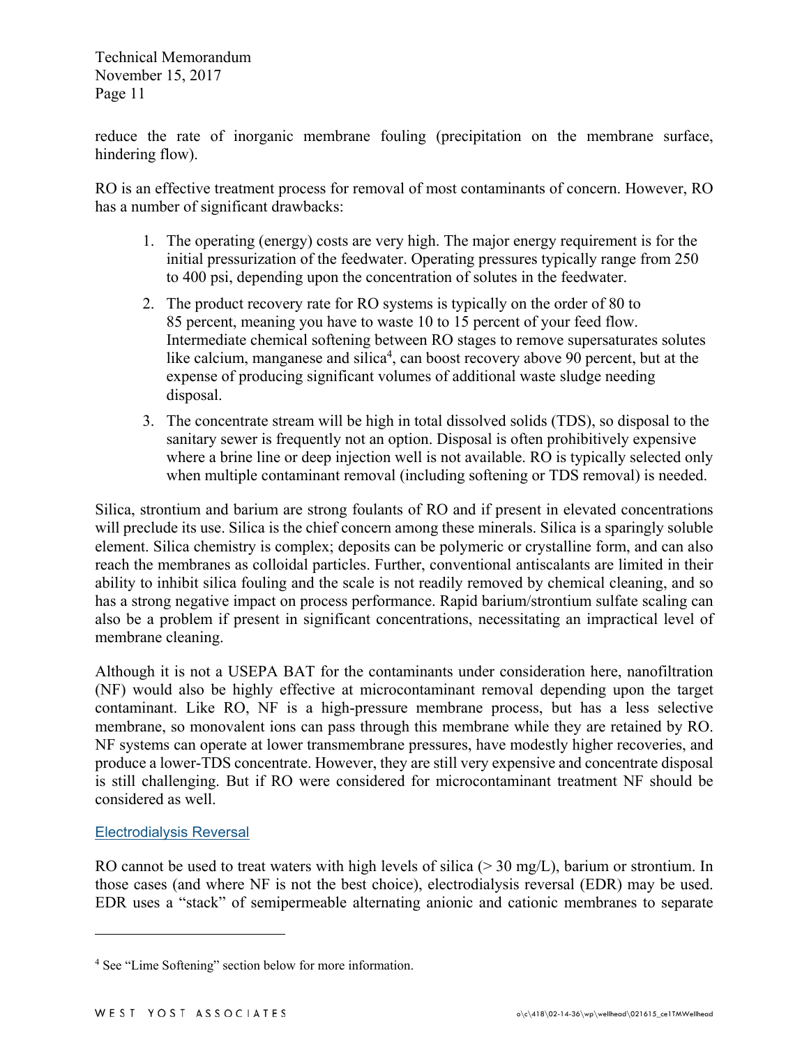reduce the rate of inorganic membrane fouling (precipitation on the membrane surface, hindering flow).

RO is an effective treatment process for removal of most contaminants of concern. However, RO has a number of significant drawbacks:

1. The operating (energy) costs are very high. The major energy requirement is for the initial pressurization of the feedwater. Operating pressures typically range from 250 to 400 psi, depending upon the concentration of solutes in the feedwater.
2. The product recovery rate for RO systems is typically on the order of 80 to 85 percent, meaning you have to waste 10 to 15 percent of your feed flow. Intermediate chemical softening between RO stages to remove supersaturates solutes like calcium, manganese and silica[4], can boost recovery above 90 percent, but at the expense of producing significant volumes of additional waste sludge needing disposal.
3. The concentrate stream will be high in total dissolved solids (TDS), so disposal to the sanitary sewer is frequently not an option. Disposal is often prohibitively expensive where a brine line or deep injection well is not available. RO is typically selected only when multiple contaminant removal (including softening or TDS removal) is needed.

Silica, strontium and barium are strong foulants of RO and if present in elevated concentrations will preclude its use. Silica is the chief concern among these minerals. Silica is a sparingly soluble element. Silica chemistry is complex; deposits can be polymeric or crystalline form, and can also reach the membranes as colloidal particles. Further, conventional antiscalants are limited in their ability to inhibit silica fouling and the scale is not readily removed by chemical cleaning, and so has a strong negative impact on process performance. Rapid barium/strontium sulfate scaling can also be a problem if present in significant concentrations, necessitating an impractical level of membrane cleaning.

Although it is not a USEPA BAT for the contaminants under consideration here, nanofiltration (NF) would also be highly effective at microcontaminant removal depending upon the target contaminant. Like RO, NF is a high-pressure membrane process, but has a less selective membrane, so monovalent ions can pass through this membrane while they are retained by RO. NF systems can operate at lower transmembrane pressures, have modestly higher recoveries, and produce a lower-TDS concentrate. However, they are still very expensive and concentrate disposal is still challenging. But if RO were considered for microcontaminant treatment NF should be considered as well.

### Electrodialysis Reversal

RO cannot be used to treat waters with high levels of silica (> 30 mg/L), barium or strontium. In those cases (and where NF is not the best choice), electrodialysis reversal (EDR) may be used. EDR uses a "stack" of semipermeable alternating anionic and cationic membranes to separate

[4] See "Lime Softening" section below for more information.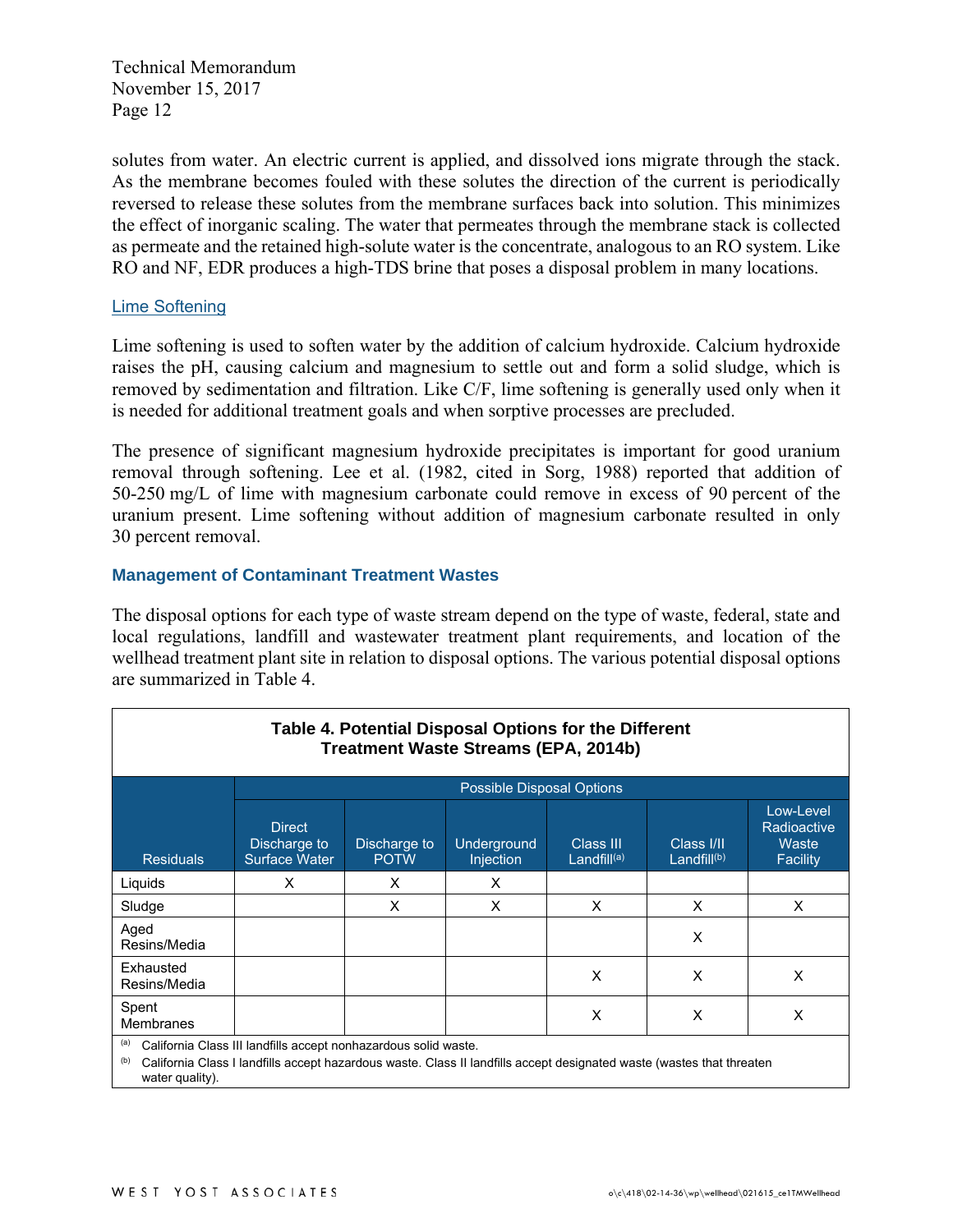solutes from water. An electric current is applied, and dissolved ions migrate through the stack. As the membrane becomes fouled with these solutes the direction of the current is periodically reversed to release these solutes from the membrane surfaces back into solution. This minimizes the effect of inorganic scaling. The water that permeates through the membrane stack is collected as permeate and the retained high-solute water is the concentrate, analogous to an RO system. Like RO and NF, EDR produces a high-TDS brine that poses a disposal problem in many locations.

#### Lime Softening

Lime softening is used to soften water by the addition of calcium hydroxide. Calcium hydroxide raises the pH, causing calcium and magnesium to settle out and form a solid sludge, which is removed by sedimentation and filtration. Like C/F, lime softening is generally used only when it is needed for additional treatment goals and when sorptive processes are precluded.

The presence of significant magnesium hydroxide precipitates is important for good uranium removal through softening. Lee et al. (1982, cited in Sorg, 1988) reported that addition of 50-250 mg/L of lime with magnesium carbonate could remove in excess of 90 percent of the uranium present. Lime softening without addition of magnesium carbonate resulted in only 30 percent removal.

### Management of Contaminant Treatment Wastes

The disposal options for each type of waste stream depend on the type of waste, federal, state and local regulations, landfill and wastewater treatment plant requirements, and location of the wellhead treatment plant site in relation to disposal options. The various potential disposal options are summarized in Table 4.

**Table 4. Potential Disposal Options for the Different Treatment Waste Streams (EPA, 2014b)**

| | Possible Disposal Options | | | | | |
|---|---|---|---|---|---|---|
| Residuals | Direct Discharge to Surface Water | Discharge to POTW | Underground Injection | Class III Landfill[(a)] | Class I/II Landfill[(b)] | Low-Level Radioactive Waste Facility |
| Liquids | X | X | X | | | |
| Sludge | | X | X | X | X | X |
| Aged Resins/Media | | | | | X | |
| Exhausted Resins/Media | | | | X | X | X |
| Spent Membranes | | | | X | X | X |

[(a)] California Class III landfills accept nonhazardous solid waste.

[(b)] California Class I landfills accept hazardous waste. Class II landfills accept designated waste (wastes that threaten water quality).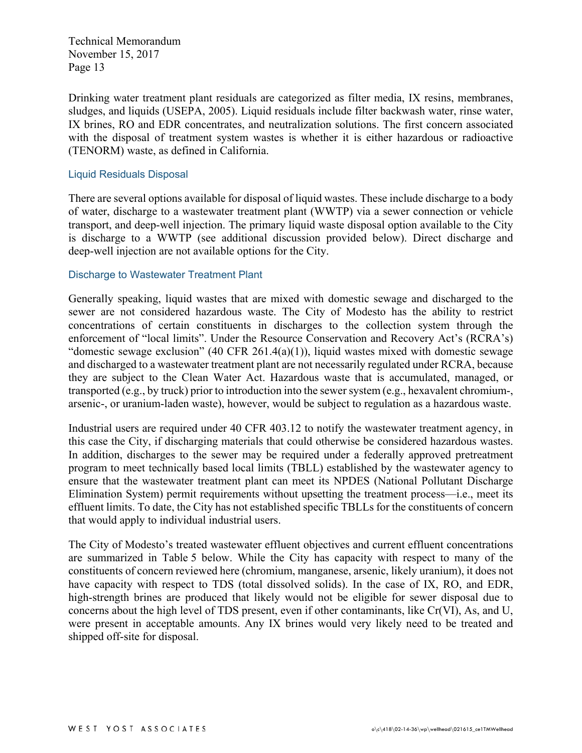Drinking water treatment plant residuals are categorized as filter media, IX resins, membranes, sludges, and liquids (USEPA, 2005). Liquid residuals include filter backwash water, rinse water, IX brines, RO and EDR concentrates, and neutralization solutions. The first concern associated with the disposal of treatment system wastes is whether it is either hazardous or radioactive (TENORM) waste, as defined in California.

### Liquid Residuals Disposal

There are several options available for disposal of liquid wastes. These include discharge to a body of water, discharge to a wastewater treatment plant (WWTP) via a sewer connection or vehicle transport, and deep-well injection. The primary liquid waste disposal option available to the City is discharge to a WWTP (see additional discussion provided below). Direct discharge and deep-well injection are not available options for the City.

### Discharge to Wastewater Treatment Plant

Generally speaking, liquid wastes that are mixed with domestic sewage and discharged to the sewer are not considered hazardous waste. The City of Modesto has the ability to restrict concentrations of certain constituents in discharges to the collection system through the enforcement of "local limits". Under the Resource Conservation and Recovery Act's (RCRA's) "domestic sewage exclusion" (40 CFR 261.4(a)(1)), liquid wastes mixed with domestic sewage and discharged to a wastewater treatment plant are not necessarily regulated under RCRA, because they are subject to the Clean Water Act. Hazardous waste that is accumulated, managed, or transported (e.g., by truck) prior to introduction into the sewer system (e.g., hexavalent chromium-, arsenic-, or uranium-laden waste), however, would be subject to regulation as a hazardous waste.

Industrial users are required under 40 CFR 403.12 to notify the wastewater treatment agency, in this case the City, if discharging materials that could otherwise be considered hazardous wastes. In addition, discharges to the sewer may be required under a federally approved pretreatment program to meet technically based local limits (TBLL) established by the wastewater agency to ensure that the wastewater treatment plant can meet its NPDES (National Pollutant Discharge Elimination System) permit requirements without upsetting the treatment process—i.e., meet its effluent limits. To date, the City has not established specific TBLLs for the constituents of concern that would apply to individual industrial users.

The City of Modesto's treated wastewater effluent objectives and current effluent concentrations are summarized in Table 5 below. While the City has capacity with respect to many of the constituents of concern reviewed here (chromium, manganese, arsenic, likely uranium), it does not have capacity with respect to TDS (total dissolved solids). In the case of IX, RO, and EDR, high-strength brines are produced that likely would not be eligible for sewer disposal due to concerns about the high level of TDS present, even if other contaminants, like Cr(VI), As, and U, were present in acceptable amounts. Any IX brines would very likely need to be treated and shipped off-site for disposal.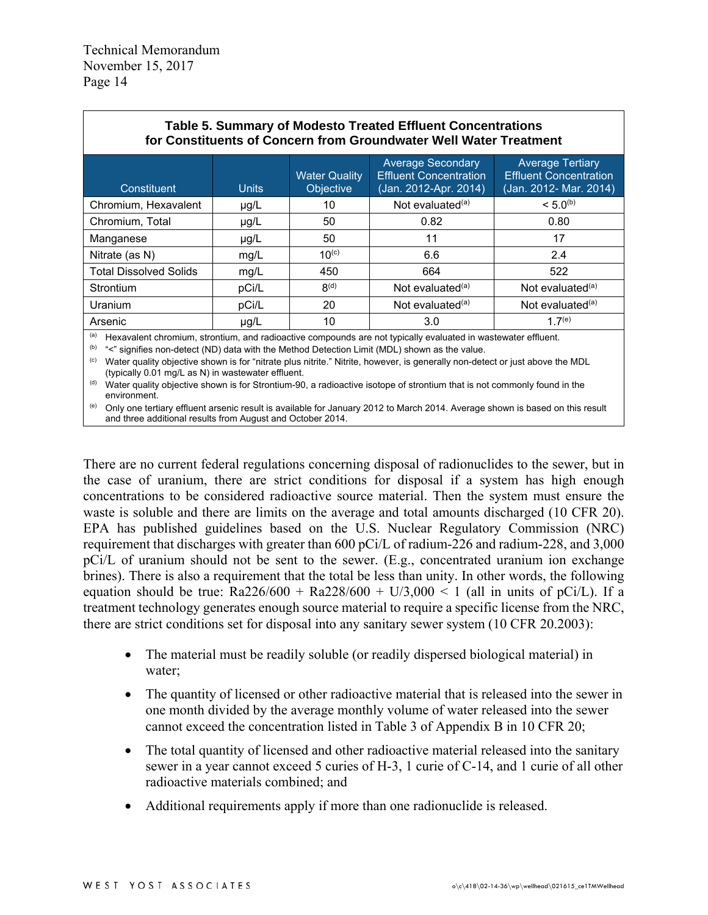**Table 5. Summary of Modesto Treated Effluent Concentrations for Constituents of Concern from Groundwater Well Water Treatment**

| Constituent | Units | Water Quality Objective | Average Secondary Effluent Concentration (Jan. 2012-Apr. 2014) | Average Tertiary Effluent Concentration (Jan. 2012- Mar. 2014) |
|---|---|---|---|---|
| Chromium, Hexavalent | μg/L | 10 | Not evaluated[(a)] | < 5.0[(b)] |
| Chromium, Total | μg/L | 50 | 0.82 | 0.80 |
| Manganese | μg/L | 50 | 11 | 17 |
| Nitrate (as N) | mg/L | 10[(c)] | 6.6 | 2.4 |
| Total Dissolved Solids | mg/L | 450 | 664 | 522 |
| Strontium | pCi/L | 8[(d)] | Not evaluated[(a)] | Not evaluated[(a)] |
| Uranium | pCi/L | 20 | Not evaluated[(a)] | Not evaluated[(a)] |
| Arsenic | μg/L | 10 | 3.0 | 1.7[(e)] |

[(a)] Hexavalent chromium, strontium, and radioactive compounds are not typically evaluated in wastewater effluent.

[(b)] "<" signifies non-detect (ND) data with the Method Detection Limit (MDL) shown as the value.

[(c)] Water quality objective shown is for "nitrate plus nitrite." Nitrite, however, is generally non-detect or just above the MDL (typically 0.01 mg/L as N) in wastewater effluent.

[(d)] Water quality objective shown is for Strontium-90, a radioactive isotope of strontium that is not commonly found in the environment.

[(e)] Only one tertiary effluent arsenic result is available for January 2012 to March 2014. Average shown is based on this result and three additional results from August and October 2014.

There are no current federal regulations concerning disposal of radionuclides to the sewer, but in the case of uranium, there are strict conditions for disposal if a system has high enough concentrations to be considered radioactive source material. Then the system must ensure the waste is soluble and there are limits on the average and total amounts discharged (10 CFR 20). EPA has published guidelines based on the U.S. Nuclear Regulatory Commission (NRC) requirement that discharges with greater than 600 pCi/L of radium-226 and radium-228, and 3,000 pCi/L of uranium should not be sent to the sewer. (E.g., concentrated uranium ion exchange brines). There is also a requirement that the total be less than unity. In other words, the following equation should be true: $Ra226/600 + Ra228/600 + U/3{,}000 < 1$ (all in units of pCi/L). If a treatment technology generates enough source material to require a specific license from the NRC, there are strict conditions set for disposal into any sanitary sewer system (10 CFR 20.2003):

- The material must be readily soluble (or readily dispersed biological material) in water;
- The quantity of licensed or other radioactive material that is released into the sewer in one month divided by the average monthly volume of water released into the sewer cannot exceed the concentration listed in Table 3 of Appendix B in 10 CFR 20;
- The total quantity of licensed and other radioactive material released into the sanitary sewer in a year cannot exceed 5 curies of H-3, 1 curie of C-14, and 1 curie of all other radioactive materials combined; and
- Additional requirements apply if more than one radionuclide is released.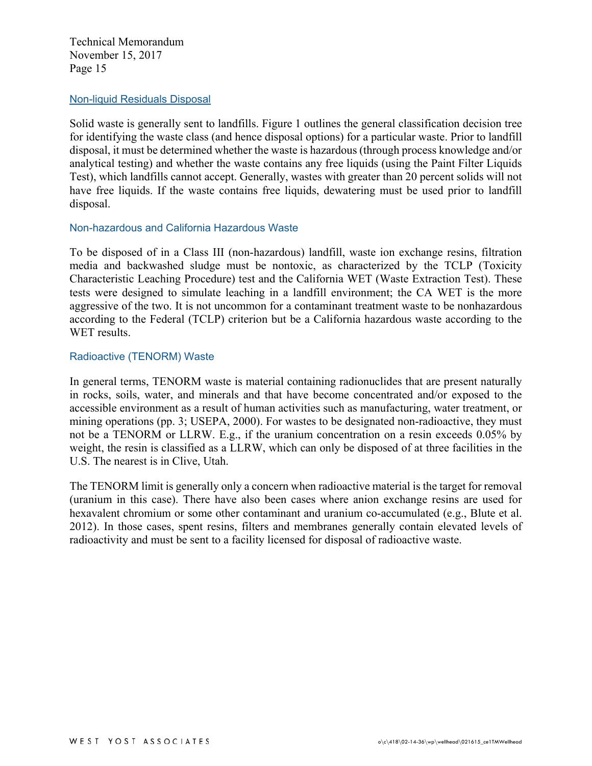## Non-liquid Residuals Disposal

Solid waste is generally sent to landfills. Figure 1 outlines the general classification decision tree for identifying the waste class (and hence disposal options) for a particular waste. Prior to landfill disposal, it must be determined whether the waste is hazardous (through process knowledge and/or analytical testing) and whether the waste contains any free liquids (using the Paint Filter Liquids Test), which landfills cannot accept. Generally, wastes with greater than 20 percent solids will not have free liquids. If the waste contains free liquids, dewatering must be used prior to landfill disposal.

### Non-hazardous and California Hazardous Waste

To be disposed of in a Class III (non-hazardous) landfill, waste ion exchange resins, filtration media and backwashed sludge must be nontoxic, as characterized by the TCLP (Toxicity Characteristic Leaching Procedure) test and the California WET (Waste Extraction Test). These tests were designed to simulate leaching in a landfill environment; the CA WET is the more aggressive of the two. It is not uncommon for a contaminant treatment waste to be nonhazardous according to the Federal (TCLP) criterion but be a California hazardous waste according to the WET results.

### Radioactive (TENORM) Waste

In general terms, TENORM waste is material containing radionuclides that are present naturally in rocks, soils, water, and minerals and that have become concentrated and/or exposed to the accessible environment as a result of human activities such as manufacturing, water treatment, or mining operations (pp. 3; USEPA, 2000). For wastes to be designated non-radioactive, they must not be a TENORM or LLRW. E.g., if the uranium concentration on a resin exceeds 0.05% by weight, the resin is classified as a LLRW, which can only be disposed of at three facilities in the U.S. The nearest is in Clive, Utah.

The TENORM limit is generally only a concern when radioactive material is the target for removal (uranium in this case). There have also been cases where anion exchange resins are used for hexavalent chromium or some other contaminant and uranium co-accumulated (e.g., Blute et al. 2012). In those cases, spent resins, filters and membranes generally contain elevated levels of radioactivity and must be sent to a facility licensed for disposal of radioactive waste.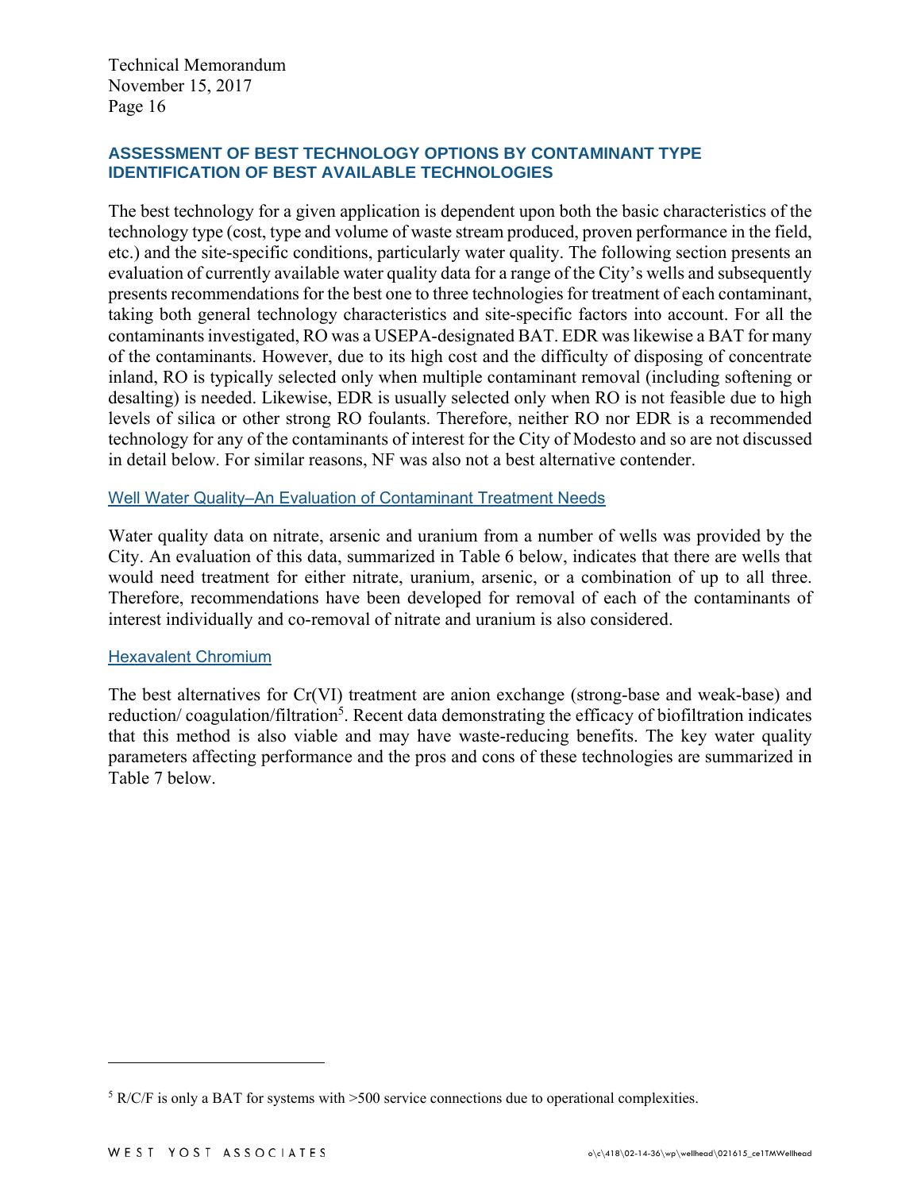## ASSESSMENT OF BEST TECHNOLOGY OPTIONS BY CONTAMINANT TYPE
## IDENTIFICATION OF BEST AVAILABLE TECHNOLOGIES

The best technology for a given application is dependent upon both the basic characteristics of the technology type (cost, type and volume of waste stream produced, proven performance in the field, etc.) and the site-specific conditions, particularly water quality. The following section presents an evaluation of currently available water quality data for a range of the City's wells and subsequently presents recommendations for the best one to three technologies for treatment of each contaminant, taking both general technology characteristics and site-specific factors into account. For all the contaminants investigated, RO was a USEPA-designated BAT. EDR was likewise a BAT for many of the contaminants. However, due to its high cost and the difficulty of disposing of concentrate inland, RO is typically selected only when multiple contaminant removal (including softening or desalting) is needed. Likewise, EDR is usually selected only when RO is not feasible due to high levels of silica or other strong RO foulants. Therefore, neither RO nor EDR is a recommended technology for any of the contaminants of interest for the City of Modesto and so are not discussed in detail below. For similar reasons, NF was also not a best alternative contender.

### Well Water Quality–An Evaluation of Contaminant Treatment Needs

Water quality data on nitrate, arsenic and uranium from a number of wells was provided by the City. An evaluation of this data, summarized in Table 6 below, indicates that there are wells that would need treatment for either nitrate, uranium, arsenic, or a combination of up to all three. Therefore, recommendations have been developed for removal of each of the contaminants of interest individually and co-removal of nitrate and uranium is also considered.

### Hexavalent Chromium

The best alternatives for Cr(VI) treatment are anion exchange (strong-base and weak-base) and reduction/ coagulation/filtration[5]. Recent data demonstrating the efficacy of biofiltration indicates that this method is also viable and may have waste-reducing benefits. The key water quality parameters affecting performance and the pros and cons of these technologies are summarized in Table 7 below.

---

[5] R/C/F is only a BAT for systems with >500 service connections due to operational complexities.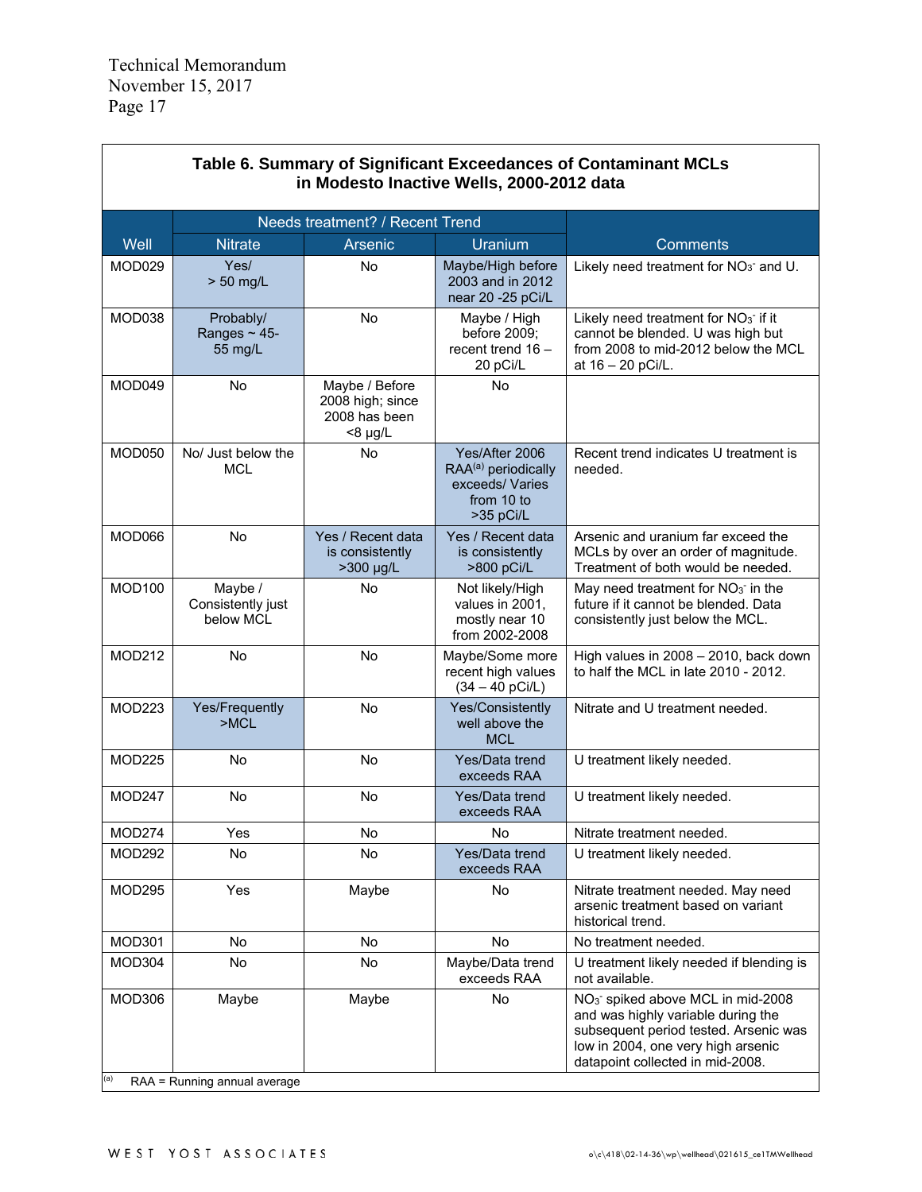**Table 6. Summary of Significant Exceedances of Contaminant MCLs in Modesto Inactive Wells, 2000-2012 data**

| Well | Needs treatment? / Recent Trend | | | Comments |
|---|---|---|---|---|
| | Nitrate | Arsenic | Uranium | |
| MOD029 | Yes/ > 50 mg/L | No | Maybe/High before 2003 and in 2012 near 20 -25 pCi/L | Likely need treatment for $NO_3^-$ and U. |
| MOD038 | Probably/ Ranges ~ 45-55 mg/L | No | Maybe / High before 2009; recent trend 16 – 20 pCi/L | Likely need treatment for $NO_3^-$ if it cannot be blended. U was high but from 2008 to mid-2012 below the MCL at 16 – 20 pCi/L. |
| MOD049 | No | Maybe / Before 2008 high; since 2008 has been <8 µg/L | No | |
| MOD050 | No/ Just below the MCL | No | Yes/After 2006 RAA[(a)] periodically exceeds/ Varies from 10 to >35 pCi/L | Recent trend indicates U treatment is needed. |
| MOD066 | No | Yes / Recent data is consistently >300 µg/L | Yes / Recent data is consistently >800 pCi/L | Arsenic and uranium far exceed the MCLs by over an order of magnitude. Treatment of both would be needed. |
| MOD100 | Maybe / Consistently just below MCL | No | Not likely/High values in 2001, mostly near 10 from 2002-2008 | May need treatment for $NO_3^-$ in the future if it cannot be blended. Data consistently just below the MCL. |
| MOD212 | No | No | Maybe/Some more recent high values (34 – 40 pCi/L) | High values in 2008 – 2010, back down to half the MCL in late 2010 - 2012. |
| MOD223 | Yes/Frequently >MCL | No | Yes/Consistently well above the MCL | Nitrate and U treatment needed. |
| MOD225 | No | No | Yes/Data trend exceeds RAA | U treatment likely needed. |
| MOD247 | No | No | Yes/Data trend exceeds RAA | U treatment likely needed. |
| MOD274 | Yes | No | No | Nitrate treatment needed. |
| MOD292 | No | No | Yes/Data trend exceeds RAA | U treatment likely needed. |
| MOD295 | Yes | Maybe | No | Nitrate treatment needed. May need arsenic treatment based on variant historical trend. |
| MOD301 | No | No | No | No treatment needed. |
| MOD304 | No | No | Maybe/Data trend exceeds RAA | U treatment likely needed if blending is not available. |
| MOD306 | Maybe | Maybe | No | $NO_3^-$ spiked above MCL in mid-2008 and was highly variable during the subsequent period tested. Arsenic was low in 2004, one very high arsenic datapoint collected in mid-2008. |

(a) RAA = Running annual average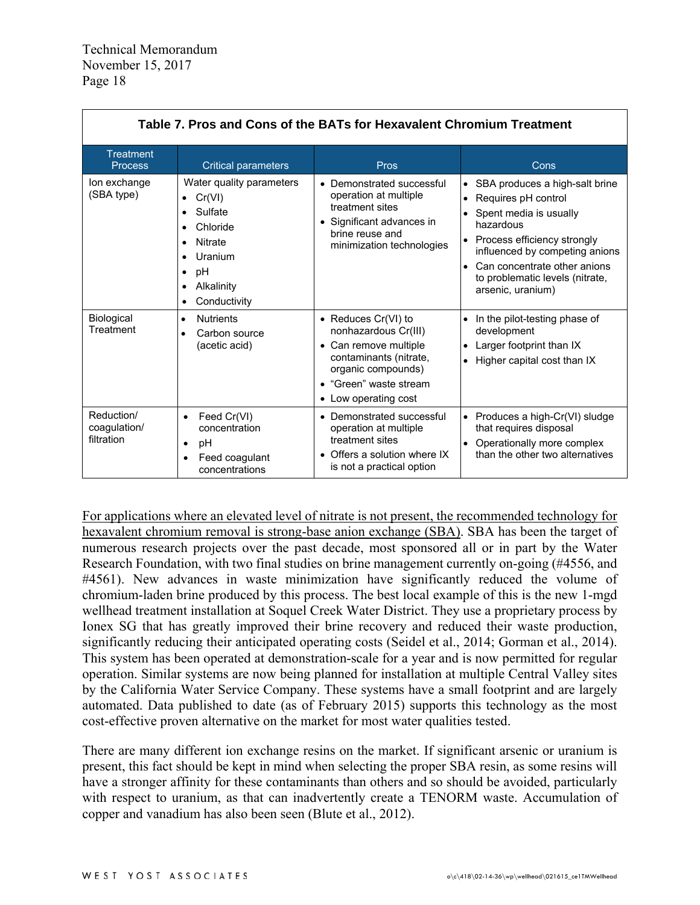**Table 7. Pros and Cons of the BATs for Hexavalent Chromium Treatment**

| Treatment Process | Critical parameters | Pros | Cons |
|---|---|---|---|
| Ion exchange (SBA type) | Water quality parameters<br>• Cr(VI)<br>• Sulfate<br>• Chloride<br>• Nitrate<br>• Uranium<br>• pH<br>• Alkalinity<br>• Conductivity | • Demonstrated successful operation at multiple treatment sites<br>• Significant advances in brine reuse and minimization technologies | • SBA produces a high-salt brine<br>• Requires pH control<br>• Spent media is usually hazardous<br>• Process efficiency strongly influenced by competing anions<br>• Can concentrate other anions to problematic levels (nitrate, arsenic, uranium) |
| Biological Treatment | • Nutrients<br>• Carbon source (acetic acid) | • Reduces Cr(VI) to nonhazardous Cr(III)<br>• Can remove multiple contaminants (nitrate, organic compounds)<br>• "Green" waste stream<br>• Low operating cost | • In the pilot-testing phase of development<br>• Larger footprint than IX<br>• Higher capital cost than IX |
| Reduction/ coagulation/ filtration | • Feed Cr(VI) concentration<br>• pH<br>• Feed coagulant concentrations | • Demonstrated successful operation at multiple treatment sites<br>• Offers a solution where IX is not a practical option | • Produces a high-Cr(VI) sludge that requires disposal<br>• Operationally more complex than the other two alternatives |

<u>For applications where an elevated level of nitrate is not present, the recommended technology for hexavalent chromium removal is strong-base anion exchange (SBA).</u> SBA has been the target of numerous research projects over the past decade, most sponsored all or in part by the Water Research Foundation, with two final studies on brine management currently on-going (#4556, and #4561). New advances in waste minimization have significantly reduced the volume of chromium-laden brine produced by this process. The best local example of this is the new 1-mgd wellhead treatment installation at Soquel Creek Water District. They use a proprietary process by Ionex SG that has greatly improved their brine recovery and reduced their waste production, significantly reducing their anticipated operating costs (Seidel et al., 2014; Gorman et al., 2014). This system has been operated at demonstration-scale for a year and is now permitted for regular operation. Similar systems are now being planned for installation at multiple Central Valley sites by the California Water Service Company. These systems have a small footprint and are largely automated. Data published to date (as of February 2015) supports this technology as the most cost-effective proven alternative on the market for most water qualities tested.

There are many different ion exchange resins on the market. If significant arsenic or uranium is present, this fact should be kept in mind when selecting the proper SBA resin, as some resins will have a stronger affinity for these contaminants than others and so should be avoided, particularly with respect to uranium, as that can inadvertently create a TENORM waste. Accumulation of copper and vanadium has also been seen (Blute et al., 2012).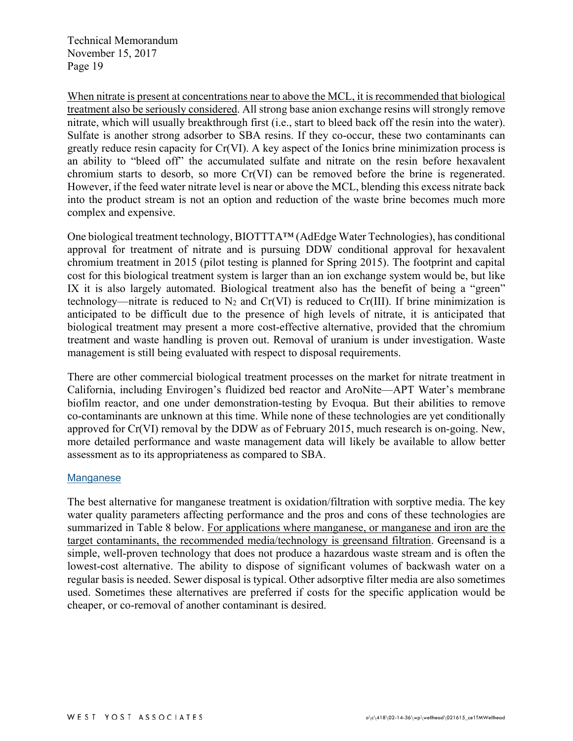When nitrate is present at concentrations near to above the MCL, it is recommended that biological treatment also be seriously considered. All strong base anion exchange resins will strongly remove nitrate, which will usually breakthrough first (i.e., start to bleed back off the resin into the water). Sulfate is another strong adsorber to SBA resins. If they co-occur, these two contaminants can greatly reduce resin capacity for Cr(VI). A key aspect of the Ionics brine minimization process is an ability to "bleed off" the accumulated sulfate and nitrate on the resin before hexavalent chromium starts to desorb, so more Cr(VI) can be removed before the brine is regenerated. However, if the feed water nitrate level is near or above the MCL, blending this excess nitrate back into the product stream is not an option and reduction of the waste brine becomes much more complex and expensive.

One biological treatment technology, BIOTTTA™ (AdEdge Water Technologies), has conditional approval for treatment of nitrate and is pursuing DDW conditional approval for hexavalent chromium treatment in 2015 (pilot testing is planned for Spring 2015). The footprint and capital cost for this biological treatment system is larger than an ion exchange system would be, but like IX it is also largely automated. Biological treatment also has the benefit of being a "green" technology—nitrate is reduced to $N_2$ and Cr(VI) is reduced to Cr(III). If brine minimization is anticipated to be difficult due to the presence of high levels of nitrate, it is anticipated that biological treatment may present a more cost-effective alternative, provided that the chromium treatment and waste handling is proven out. Removal of uranium is under investigation. Waste management is still being evaluated with respect to disposal requirements.

There are other commercial biological treatment processes on the market for nitrate treatment in California, including Envirogen's fluidized bed reactor and AroNite—APT Water's membrane biofilm reactor, and one under demonstration-testing by Evoqua. But their abilities to remove co-contaminants are unknown at this time. While none of these technologies are yet conditionally approved for Cr(VI) removal by the DDW as of February 2015, much research is on-going. New, more detailed performance and waste management data will likely be available to allow better assessment as to its appropriateness as compared to SBA.

### Manganese

The best alternative for manganese treatment is oxidation/filtration with sorptive media. The key water quality parameters affecting performance and the pros and cons of these technologies are summarized in Table 8 below. For applications where manganese, or manganese and iron are the target contaminants, the recommended media/technology is greensand filtration. Greensand is a simple, well-proven technology that does not produce a hazardous waste stream and is often the lowest-cost alternative. The ability to dispose of significant volumes of backwash water on a regular basis is needed. Sewer disposal is typical. Other adsorptive filter media are also sometimes used. Sometimes these alternatives are preferred if costs for the specific application would be cheaper, or co-removal of another contaminant is desired.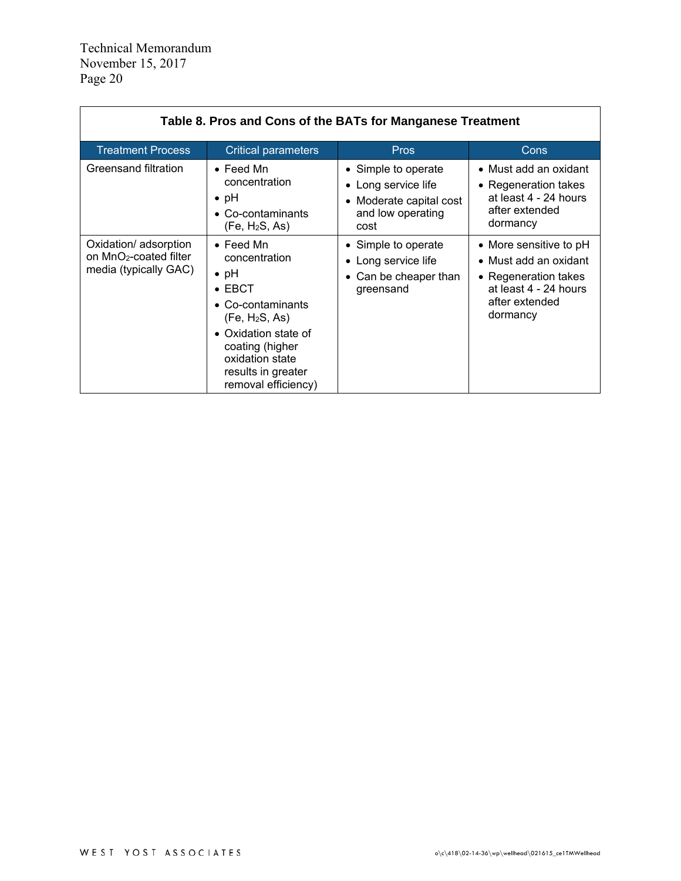**Table 8. Pros and Cons of the BATs for Manganese Treatment**

| Treatment Process | Critical parameters | Pros | Cons |
|---|---|---|---|
| Greensand filtration | • Feed Mn concentration<br>• pH<br>• Co-contaminants (Fe, $H_2S$, As) | • Simple to operate<br>• Long service life<br>• Moderate capital cost and low operating cost | • Must add an oxidant<br>• Regeneration takes at least 4 - 24 hours after extended dormancy |
| Oxidation/ adsorption on $MnO_2$-coated filter media (typically GAC) | • Feed Mn concentration<br>• pH<br>• EBCT<br>• Co-contaminants (Fe, $H_2S$, As)<br>• Oxidation state of coating (higher oxidation state results in greater removal efficiency) | • Simple to operate<br>• Long service life<br>• Can be cheaper than greensand | • More sensitive to pH<br>• Must add an oxidant<br>• Regeneration takes at least 4 - 24 hours after extended dormancy |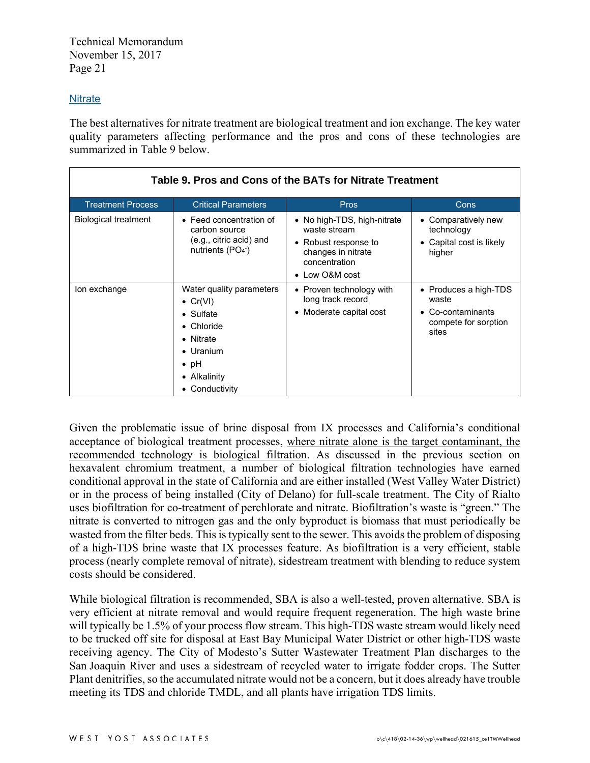## Nitrate

The best alternatives for nitrate treatment are biological treatment and ion exchange. The key water quality parameters affecting performance and the pros and cons of these technologies are summarized in Table 9 below.

**Table 9. Pros and Cons of the BATs for Nitrate Treatment**

| Treatment Process | Critical Parameters | Pros | Cons |
|---|---|---|---|
| Biological treatment | • Feed concentration of carbon source (e.g., citric acid) and nutrients ($PO_4^-$) | • No high-TDS, high-nitrate waste stream<br>• Robust response to changes in nitrate concentration<br>• Low O&M cost | • Comparatively new technology<br>• Capital cost is likely higher |
| Ion exchange | Water quality parameters<br>• Cr(VI)<br>• Sulfate<br>• Chloride<br>• Nitrate<br>• Uranium<br>• pH<br>• Alkalinity<br>• Conductivity | • Proven technology with long track record<br>• Moderate capital cost | • Produces a high-TDS waste<br>• Co-contaminants compete for sorption sites |

Given the problematic issue of brine disposal from IX processes and California's conditional acceptance of biological treatment processes, <u>where nitrate alone is the target contaminant, the recommended technology is biological filtration</u>. As discussed in the previous section on hexavalent chromium treatment, a number of biological filtration technologies have earned conditional approval in the state of California and are either installed (West Valley Water District) or in the process of being installed (City of Delano) for full-scale treatment. The City of Rialto uses biofiltration for co-treatment of perchlorate and nitrate. Biofiltration's waste is "green." The nitrate is converted to nitrogen gas and the only byproduct is biomass that must periodically be wasted from the filter beds. This is typically sent to the sewer. This avoids the problem of disposing of a high-TDS brine waste that IX processes feature. As biofiltration is a very efficient, stable process (nearly complete removal of nitrate), sidestream treatment with blending to reduce system costs should be considered.

While biological filtration is recommended, SBA is also a well-tested, proven alternative. SBA is very efficient at nitrate removal and would require frequent regeneration. The high waste brine will typically be 1.5% of your process flow stream. This high-TDS waste stream would likely need to be trucked off site for disposal at East Bay Municipal Water District or other high-TDS waste receiving agency. The City of Modesto's Sutter Wastewater Treatment Plan discharges to the San Joaquin River and uses a sidestream of recycled water to irrigate fodder crops. The Sutter Plant denitrifies, so the accumulated nitrate would not be a concern, but it does already have trouble meeting its TDS and chloride TMDL, and all plants have irrigation TDS limits.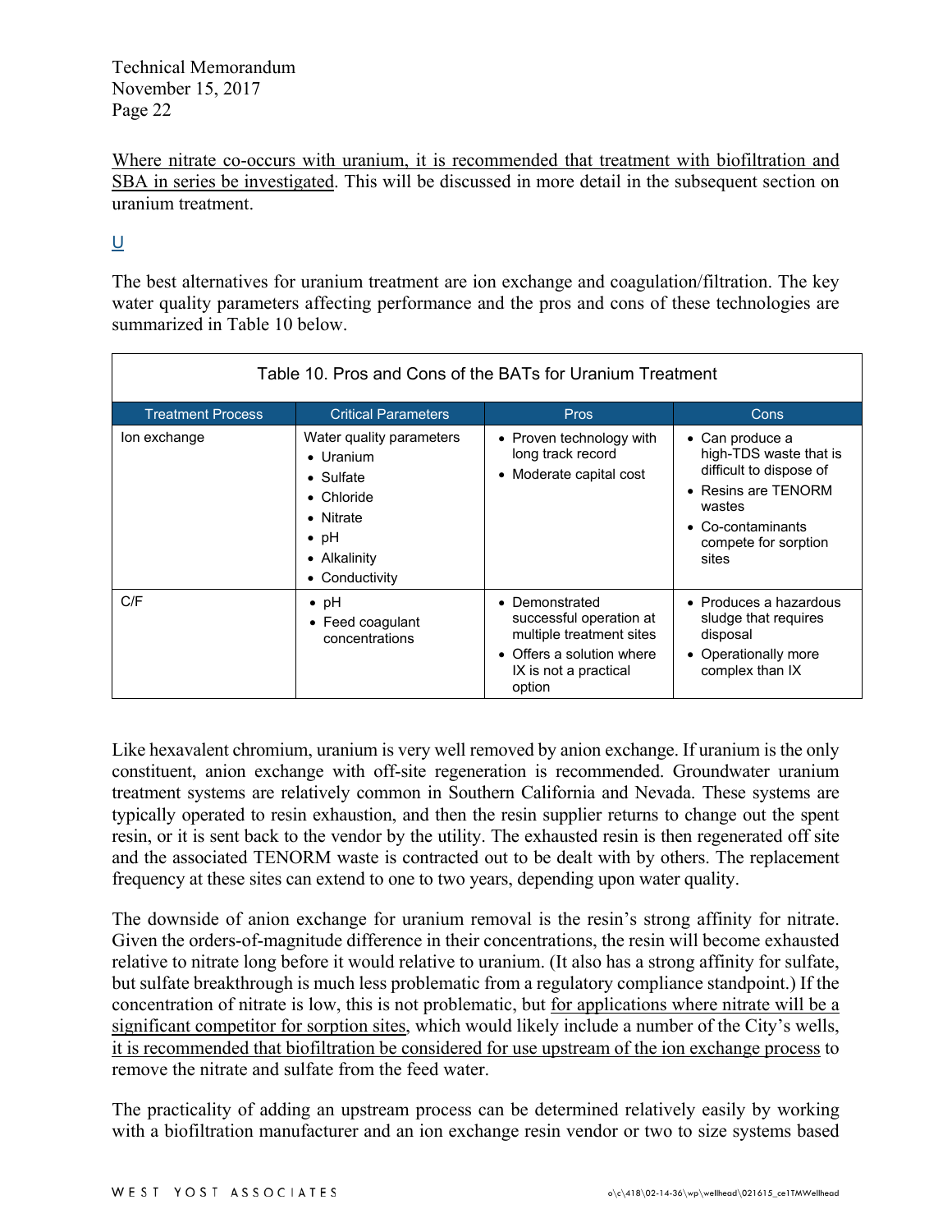<u>Where nitrate co-occurs with uranium, it is recommended that treatment with biofiltration and SBA in series be investigated</u>. This will be discussed in more detail in the subsequent section on uranium treatment.

### <u>U</u>

The best alternatives for uranium treatment are ion exchange and coagulation/filtration. The key water quality parameters affecting performance and the pros and cons of these technologies are summarized in Table 10 below.

Table 10. Pros and Cons of the BATs for Uranium Treatment

| Treatment Process | Critical Parameters | Pros | Cons |
|---|---|---|---|
| Ion exchange | Water quality parameters<br>• Uranium<br>• Sulfate<br>• Chloride<br>• Nitrate<br>• pH<br>• Alkalinity<br>• Conductivity | • Proven technology with long track record<br>• Moderate capital cost | • Can produce a high-TDS waste that is difficult to dispose of<br>• Resins are TENORM wastes<br>• Co-contaminants compete for sorption sites |
| C/F | • pH<br>• Feed coagulant concentrations | • Demonstrated successful operation at multiple treatment sites<br>• Offers a solution where IX is not a practical option | • Produces a hazardous sludge that requires disposal<br>• Operationally more complex than IX |

Like hexavalent chromium, uranium is very well removed by anion exchange. If uranium is the only constituent, anion exchange with off-site regeneration is recommended. Groundwater uranium treatment systems are relatively common in Southern California and Nevada. These systems are typically operated to resin exhaustion, and then the resin supplier returns to change out the spent resin, or it is sent back to the vendor by the utility. The exhausted resin is then regenerated off site and the associated TENORM waste is contracted out to be dealt with by others. The replacement frequency at these sites can extend to one to two years, depending upon water quality.

The downside of anion exchange for uranium removal is the resin's strong affinity for nitrate. Given the orders-of-magnitude difference in their concentrations, the resin will become exhausted relative to nitrate long before it would relative to uranium. (It also has a strong affinity for sulfate, but sulfate breakthrough is much less problematic from a regulatory compliance standpoint.) If the concentration of nitrate is low, this is not problematic, but <u>for applications where nitrate will be a significant competitor for sorption sites</u>, which would likely include a number of the City's wells, <u>it is recommended that biofiltration be considered for use upstream of the ion exchange process</u> to remove the nitrate and sulfate from the feed water.

The practicality of adding an upstream process can be determined relatively easily by working with a biofiltration manufacturer and an ion exchange resin vendor or two to size systems based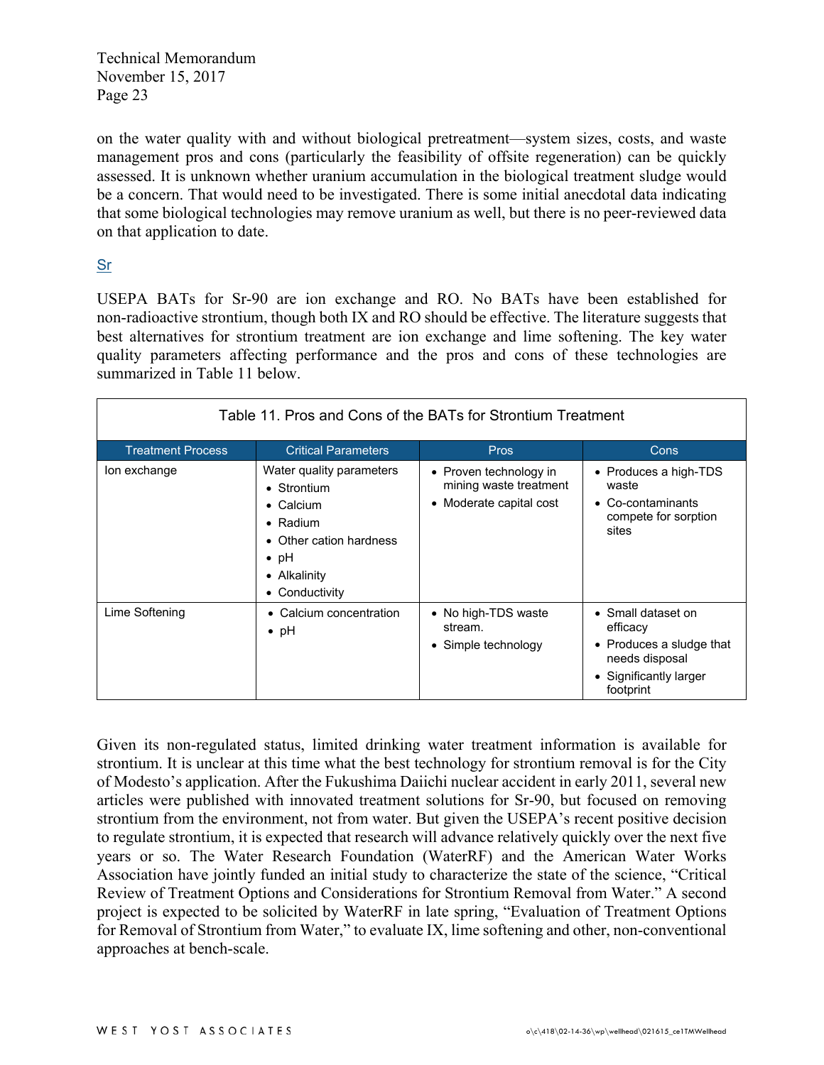on the water quality with and without biological pretreatment—system sizes, costs, and waste management pros and cons (particularly the feasibility of offsite regeneration) can be quickly assessed. It is unknown whether uranium accumulation in the biological treatment sludge would be a concern. That would need to be investigated. There is some initial anecdotal data indicating that some biological technologies may remove uranium as well, but there is no peer-reviewed data on that application to date.

### Sr

USEPA BATs for Sr-90 are ion exchange and RO. No BATs have been established for non-radioactive strontium, though both IX and RO should be effective. The literature suggests that best alternatives for strontium treatment are ion exchange and lime softening. The key water quality parameters affecting performance and the pros and cons of these technologies are summarized in Table 11 below.

Table 11. Pros and Cons of the BATs for Strontium Treatment

| Treatment Process | Critical Parameters | Pros | Cons |
|---|---|---|---|
| Ion exchange | Water quality parameters<br>• Strontium<br>• Calcium<br>• Radium<br>• Other cation hardness<br>• pH<br>• Alkalinity<br>• Conductivity | • Proven technology in mining waste treatment<br>• Moderate capital cost | • Produces a high-TDS waste<br>• Co-contaminants compete for sorption sites |
| Lime Softening | • Calcium concentration<br>• pH | • No high-TDS waste stream.<br>• Simple technology | • Small dataset on efficacy<br>• Produces a sludge that needs disposal<br>• Significantly larger footprint |

Given its non-regulated status, limited drinking water treatment information is available for strontium. It is unclear at this time what the best technology for strontium removal is for the City of Modesto's application. After the Fukushima Daiichi nuclear accident in early 2011, several new articles were published with innovated treatment solutions for Sr-90, but focused on removing strontium from the environment, not from water. But given the USEPA's recent positive decision to regulate strontium, it is expected that research will advance relatively quickly over the next five years or so. The Water Research Foundation (WaterRF) and the American Water Works Association have jointly funded an initial study to characterize the state of the science, "Critical Review of Treatment Options and Considerations for Strontium Removal from Water." A second project is expected to be solicited by WaterRF in late spring, "Evaluation of Treatment Options for Removal of Strontium from Water," to evaluate IX, lime softening and other, non-conventional approaches at bench-scale.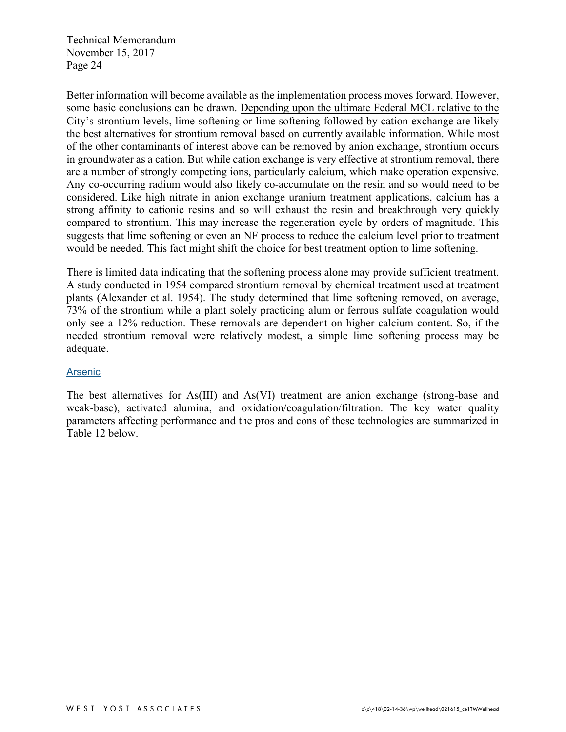Better information will become available as the implementation process moves forward. However, some basic conclusions can be drawn. <u>Depending upon the ultimate Federal MCL relative to the City's strontium levels, lime softening or lime softening followed by cation exchange are likely the best alternatives for strontium removal based on currently available information</u>. While most of the other contaminants of interest above can be removed by anion exchange, strontium occurs in groundwater as a cation. But while cation exchange is very effective at strontium removal, there are a number of strongly competing ions, particularly calcium, which make operation expensive. Any co-occurring radium would also likely co-accumulate on the resin and so would need to be considered. Like high nitrate in anion exchange uranium treatment applications, calcium has a strong affinity to cationic resins and so will exhaust the resin and breakthrough very quickly compared to strontium. This may increase the regeneration cycle by orders of magnitude. This suggests that lime softening or even an NF process to reduce the calcium level prior to treatment would be needed. This fact might shift the choice for best treatment option to lime softening.

There is limited data indicating that the softening process alone may provide sufficient treatment. A study conducted in 1954 compared strontium removal by chemical treatment used at treatment plants (Alexander et al. 1954). The study determined that lime softening removed, on average, 73% of the strontium while a plant solely practicing alum or ferrous sulfate coagulation would only see a 12% reduction. These removals are dependent on higher calcium content. So, if the needed strontium removal were relatively modest, a simple lime softening process may be adequate.

### Arsenic

The best alternatives for As(III) and As(VI) treatment are anion exchange (strong-base and weak-base), activated alumina, and oxidation/coagulation/filtration. The key water quality parameters affecting performance and the pros and cons of these technologies are summarized in Table 12 below.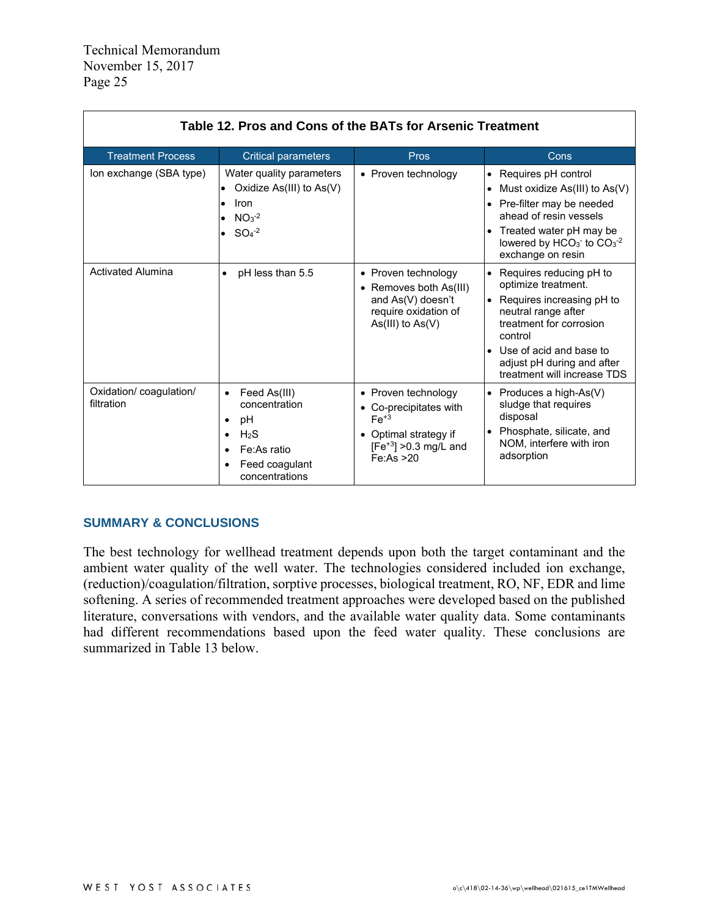**Table 12. Pros and Cons of the BATs for Arsenic Treatment**

| Treatment Process | Critical parameters | Pros | Cons |
|---|---|---|---|
| Ion exchange (SBA type) | Water quality parameters<br>• Oxidize As(III) to As(V)<br>• Iron<br>• $NO_3^{-2}$<br>• $SO_4^{-2}$ | • Proven technology | • Requires pH control<br>• Must oxidize As(III) to As(V)<br>• Pre-filter may be needed ahead of resin vessels<br>• Treated water pH may be lowered by $HCO_3^-$ to $CO_3^{-2}$ exchange on resin |
| Activated Alumina | • pH less than 5.5 | • Proven technology<br>• Removes both As(III) and As(V) doesn't require oxidation of As(III) to As(V) | • Requires reducing pH to optimize treatment.<br>• Requires increasing pH to neutral range after treatment for corrosion control<br>• Use of acid and base to adjust pH during and after treatment will increase TDS |
| Oxidation/ coagulation/ filtration | • Feed As(III) concentration<br>• pH<br>• $H_2S$<br>• Fe:As ratio<br>• Feed coagulant concentrations | • Proven technology<br>• Co-precipitates with $Fe^{+3}$<br>• Optimal strategy if $[Fe^{+3}]$ >0.3 mg/L and Fe:As >20 | • Produces a high-As(V) sludge that requires disposal<br>• Phosphate, silicate, and NOM, interfere with iron adsorption |

## SUMMARY & CONCLUSIONS

The best technology for wellhead treatment depends upon both the target contaminant and the ambient water quality of the well water. The technologies considered included ion exchange, (reduction)/coagulation/filtration, sorptive processes, biological treatment, RO, NF, EDR and lime softening. A series of recommended treatment approaches were developed based on the published literature, conversations with vendors, and the available water quality data. Some contaminants had different recommendations based upon the feed water quality. These conclusions are summarized in Table 13 below.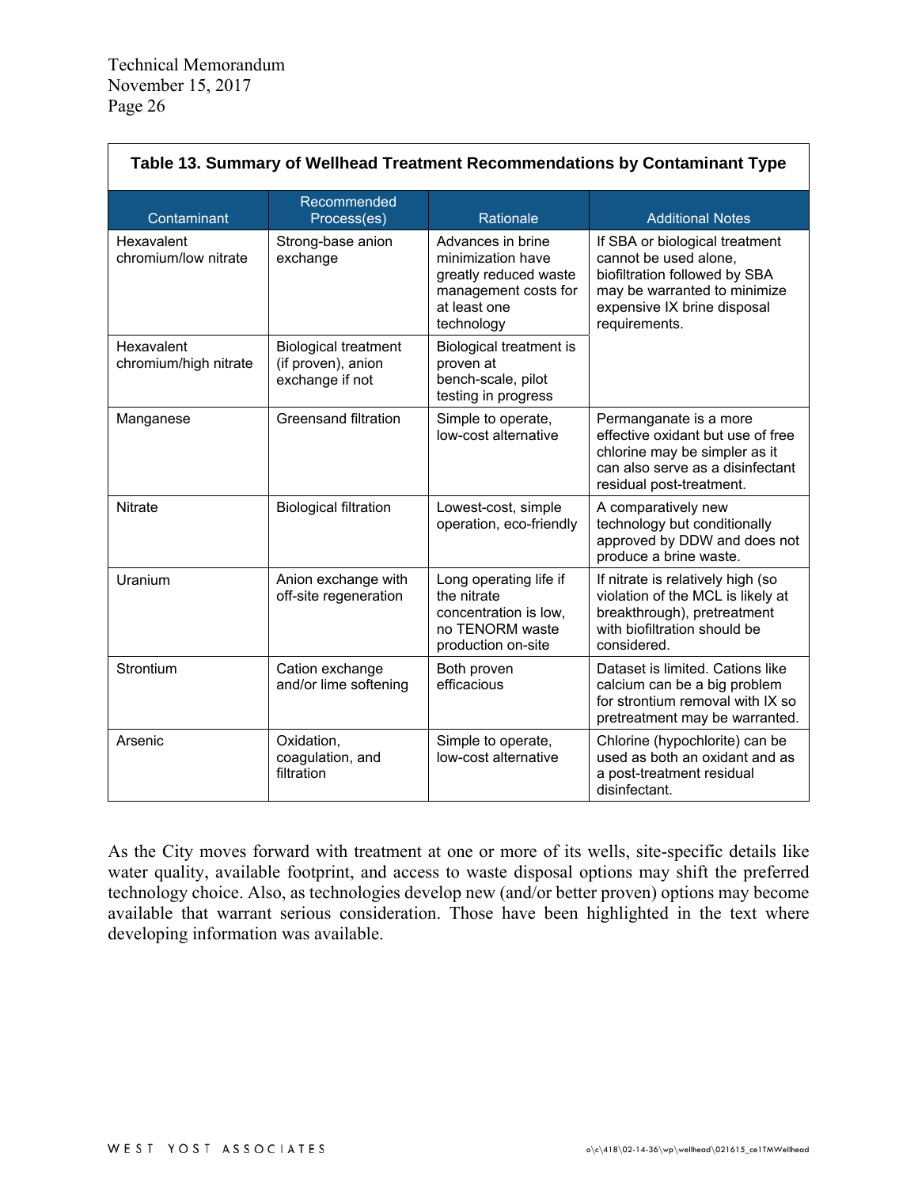**Table 13. Summary of Wellhead Treatment Recommendations by Contaminant Type**

| Contaminant | Recommended Process(es) | Rationale | Additional Notes |
| --- | --- | --- | --- |
| Hexavalent chromium/low nitrate | Strong-base anion exchange | Advances in brine minimization have greatly reduced waste management costs for at least one technology | If SBA or biological treatment cannot be used alone, biofiltration followed by SBA may be warranted to minimize expensive IX brine disposal requirements. |
| Hexavalent chromium/high nitrate | Biological treatment (if proven), anion exchange if not | Biological treatment is proven at bench-scale, pilot testing in progress | |
| Manganese | Greensand filtration | Simple to operate, low-cost alternative | Permanganate is a more effective oxidant but use of free chlorine may be simpler as it can also serve as a disinfectant residual post-treatment. |
| Nitrate | Biological filtration | Lowest-cost, simple operation, eco-friendly | A comparatively new technology but conditionally approved by DDW and does not produce a brine waste. |
| Uranium | Anion exchange with off-site regeneration | Long operating life if the nitrate concentration is low, no TENORM waste production on-site | If nitrate is relatively high (so violation of the MCL is likely at breakthrough), pretreatment with biofiltration should be considered. |
| Strontium | Cation exchange and/or lime softening | Both proven efficacious | Dataset is limited. Cations like calcium can be a big problem for strontium removal with IX so pretreatment may be warranted. |
| Arsenic | Oxidation, coagulation, and filtration | Simple to operate, low-cost alternative | Chlorine (hypochlorite) can be used as both an oxidant and as a post-treatment residual disinfectant. |

As the City moves forward with treatment at one or more of its wells, site-specific details like water quality, available footprint, and access to waste disposal options may shift the preferred technology choice. Also, as technologies develop new (and/or better proven) options may become available that warrant serious consideration. Those have been highlighted in the text where developing information was available.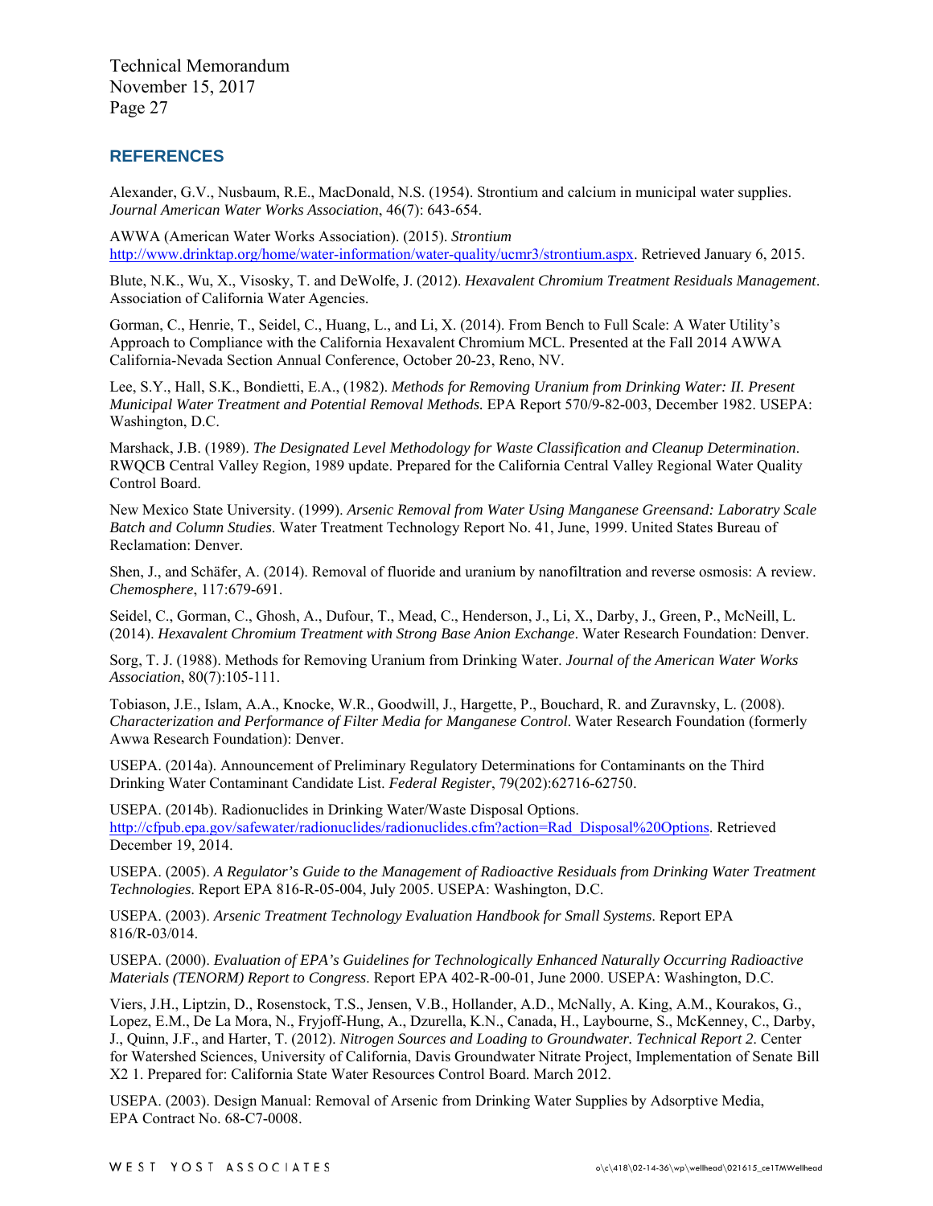## REFERENCES

Alexander, G.V., Nusbaum, R.E., MacDonald, N.S. (1954). Strontium and calcium in municipal water supplies. *Journal American Water Works Association*, 46(7): 643-654.

AWWA (American Water Works Association). (2015). *Strontium* http://www.drinktap.org/home/water-information/water-quality/ucmr3/strontium.aspx. Retrieved January 6, 2015.

Blute, N.K., Wu, X., Visosky, T. and DeWolfe, J. (2012). *Hexavalent Chromium Treatment Residuals Management*. Association of California Water Agencies.

Gorman, C., Henrie, T., Seidel, C., Huang, L., and Li, X. (2014). From Bench to Full Scale: A Water Utility's Approach to Compliance with the California Hexavalent Chromium MCL. Presented at the Fall 2014 AWWA California-Nevada Section Annual Conference, October 20-23, Reno, NV.

Lee, S.Y., Hall, S.K., Bondietti, E.A., (1982). *Methods for Removing Uranium from Drinking Water: II. Present Municipal Water Treatment and Potential Removal Methods.* EPA Report 570/9-82-003, December 1982. USEPA: Washington, D.C.

Marshack, J.B. (1989). *The Designated Level Methodology for Waste Classification and Cleanup Determination*. RWQCB Central Valley Region, 1989 update. Prepared for the California Central Valley Regional Water Quality Control Board.

New Mexico State University. (1999). *Arsenic Removal from Water Using Manganese Greensand: Laboratry Scale Batch and Column Studies*. Water Treatment Technology Report No. 41, June, 1999. United States Bureau of Reclamation: Denver.

Shen, J., and Schäfer, A. (2014). Removal of fluoride and uranium by nanofiltration and reverse osmosis: A review. *Chemosphere*, 117:679-691.

Seidel, C., Gorman, C., Ghosh, A., Dufour, T., Mead, C., Henderson, J., Li, X., Darby, J., Green, P., McNeill, L. (2014). *Hexavalent Chromium Treatment with Strong Base Anion Exchange*. Water Research Foundation: Denver.

Sorg, T. J. (1988). Methods for Removing Uranium from Drinking Water. *Journal of the American Water Works Association*, 80(7):105-111.

Tobiason, J.E., Islam, A.A., Knocke, W.R., Goodwill, J., Hargette, P., Bouchard, R. and Zuravnsky, L. (2008). *Characterization and Performance of Filter Media for Manganese Control*. Water Research Foundation (formerly Awwa Research Foundation): Denver.

USEPA. (2014a). Announcement of Preliminary Regulatory Determinations for Contaminants on the Third Drinking Water Contaminant Candidate List. *Federal Register*, 79(202):62716-62750.

USEPA. (2014b). Radionuclides in Drinking Water/Waste Disposal Options. http://cfpub.epa.gov/safewater/radionuclides/radionuclides.cfm?action=Rad_Disposal%20Options. Retrieved December 19, 2014.

USEPA. (2005). *A Regulator's Guide to the Management of Radioactive Residuals from Drinking Water Treatment Technologies*. Report EPA 816-R-05-004, July 2005. USEPA: Washington, D.C.

USEPA. (2003). *Arsenic Treatment Technology Evaluation Handbook for Small Systems*. Report EPA 816/R-03/014.

USEPA. (2000). *Evaluation of EPA's Guidelines for Technologically Enhanced Naturally Occurring Radioactive Materials (TENORM) Report to Congress*. Report EPA 402-R-00-01, June 2000. USEPA: Washington, D.C.

Viers, J.H., Liptzin, D., Rosenstock, T.S., Jensen, V.B., Hollander, A.D., McNally, A. King, A.M., Kourakos, G., Lopez, E.M., De La Mora, N., Fryjoff-Hung, A., Dzurella, K.N., Canada, H., Laybourne, S., McKenney, C., Darby, J., Quinn, J.F., and Harter, T. (2012). *Nitrogen Sources and Loading to Groundwater. Technical Report 2*. Center for Watershed Sciences, University of California, Davis Groundwater Nitrate Project, Implementation of Senate Bill X2 1. Prepared for: California State Water Resources Control Board. March 2012.

USEPA. (2003). Design Manual: Removal of Arsenic from Drinking Water Supplies by Adsorptive Media, EPA Contract No. 68-C7-0008.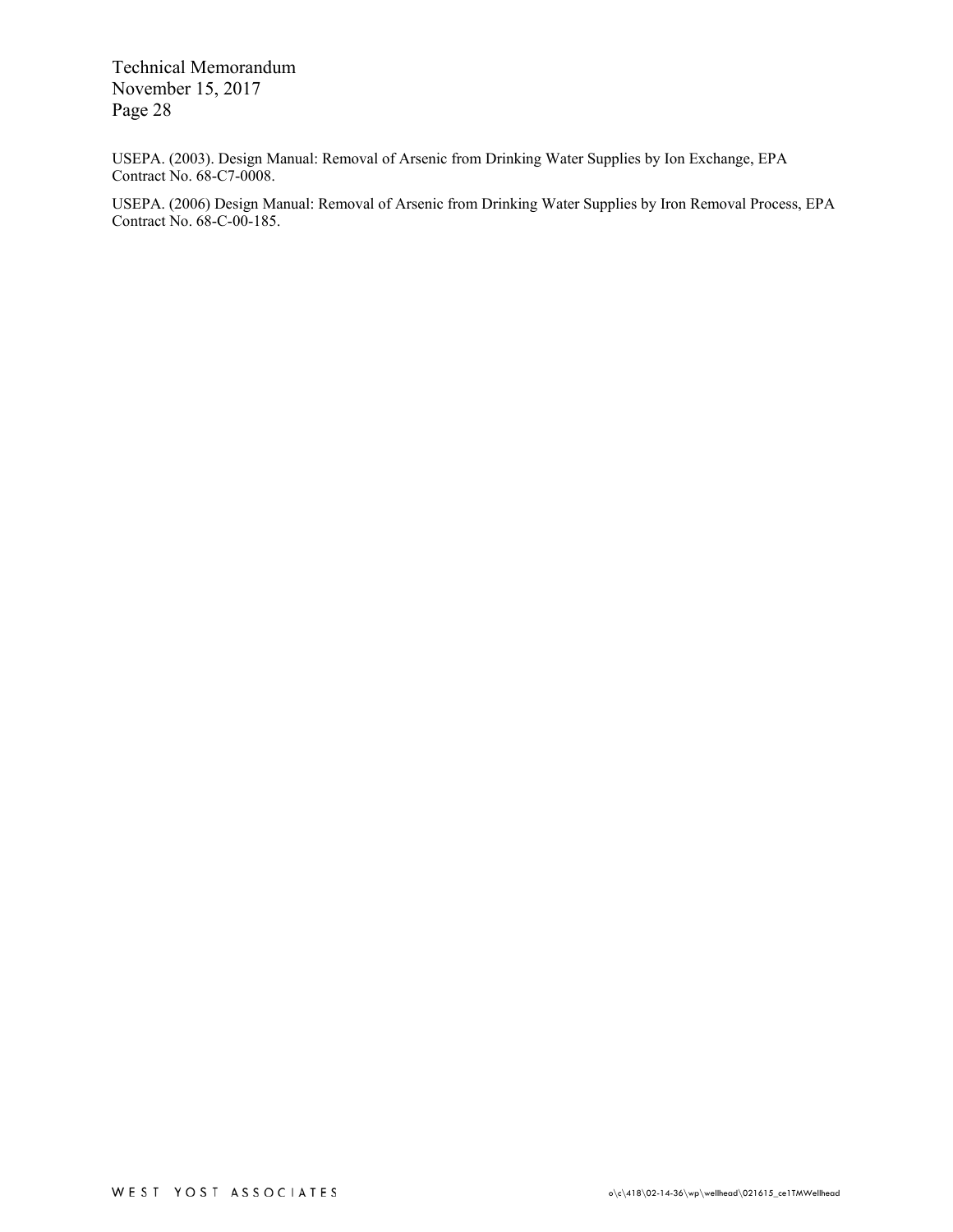USEPA. (2003). Design Manual: Removal of Arsenic from Drinking Water Supplies by Ion Exchange, EPA Contract No. 68-C7-0008.

USEPA. (2006) Design Manual: Removal of Arsenic from Drinking Water Supplies by Iron Removal Process, EPA Contract No. 68-C-00-185.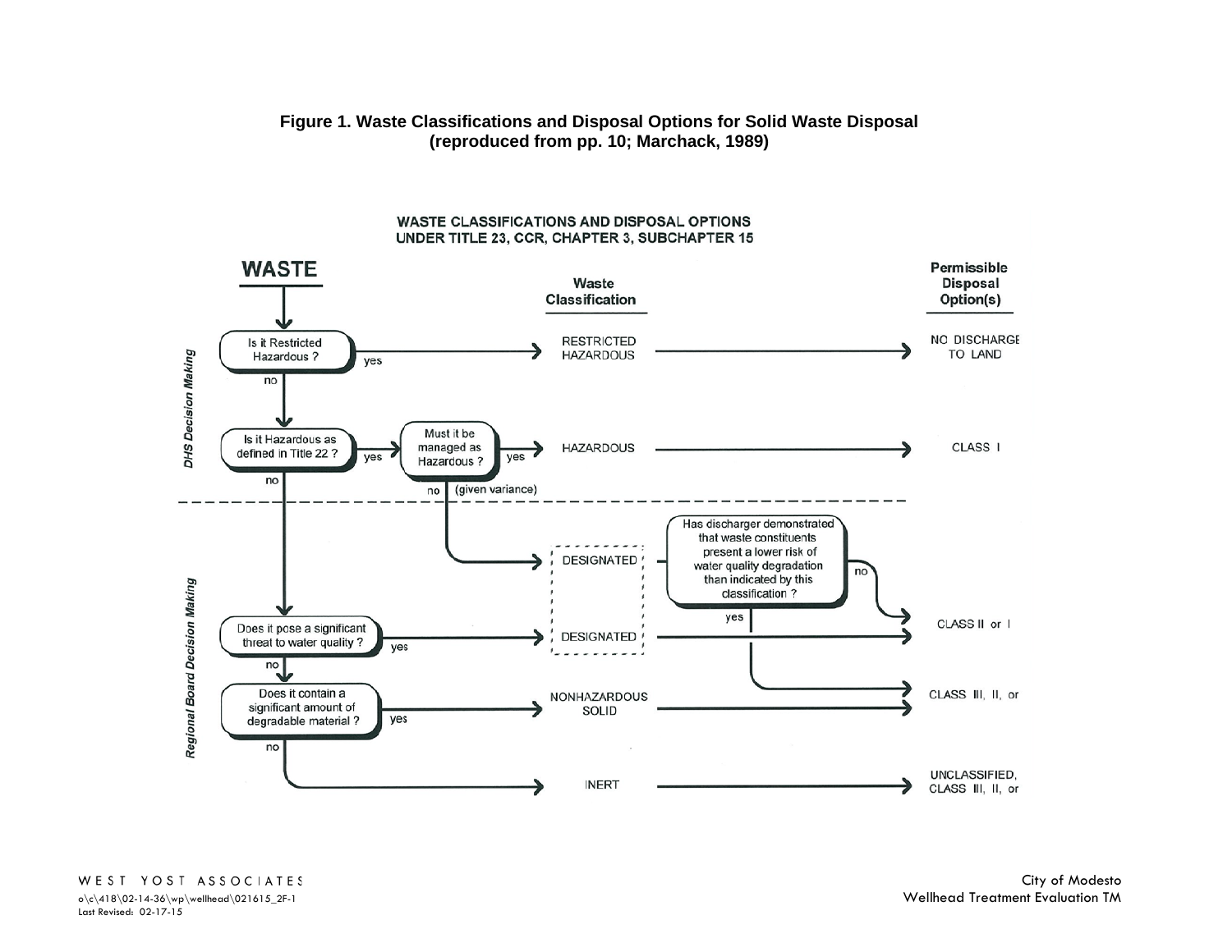**Figure 1. Waste Classifications and Disposal Options for Solid Waste Disposal (reproduced from pp. 10; Marchack, 1989)**

WASTE CLASSIFICATIONS AND DISPOSAL OPTIONS
UNDER TITLE 23, CCR, CHAPTER 3, SUBCHAPTER 15

WASTE

Waste Classification

Permissible Disposal Option(s)

DHS Decision Making

Is it Restricted Hazardous ?

yes

RESTRICTED HAZARDOUS

NO DISCHARGE TO LAND

no

Is it Hazardous as defined in Title 22 ?

yes

Must it be managed as Hazardous ?

yes

HAZARDOUS

CLASS I

no

no (given variance)

Regional Board Decision Making

DESIGNATED

Has discharger demonstrated that waste constituents present a lower risk of water quality degradation than indicated by this classification ?

no

yes

CLASS II or I

Does it pose a significant threat to water quality ?

yes

DESIGNATED

no

Does it contain a significant amount of degradable material ?

yes

NONHAZARDOUS SOLID

CLASS III, II, or

no

INERT

UNCLASSIFIED, CLASS III, II, or

WEST YOST ASSOCIATES

o\c\418\02-14-36\wp\wellhead\021615_2F-1
Last Revised: 02-17-15

City of Modesto
Wellhead Treatment Evaluation TM